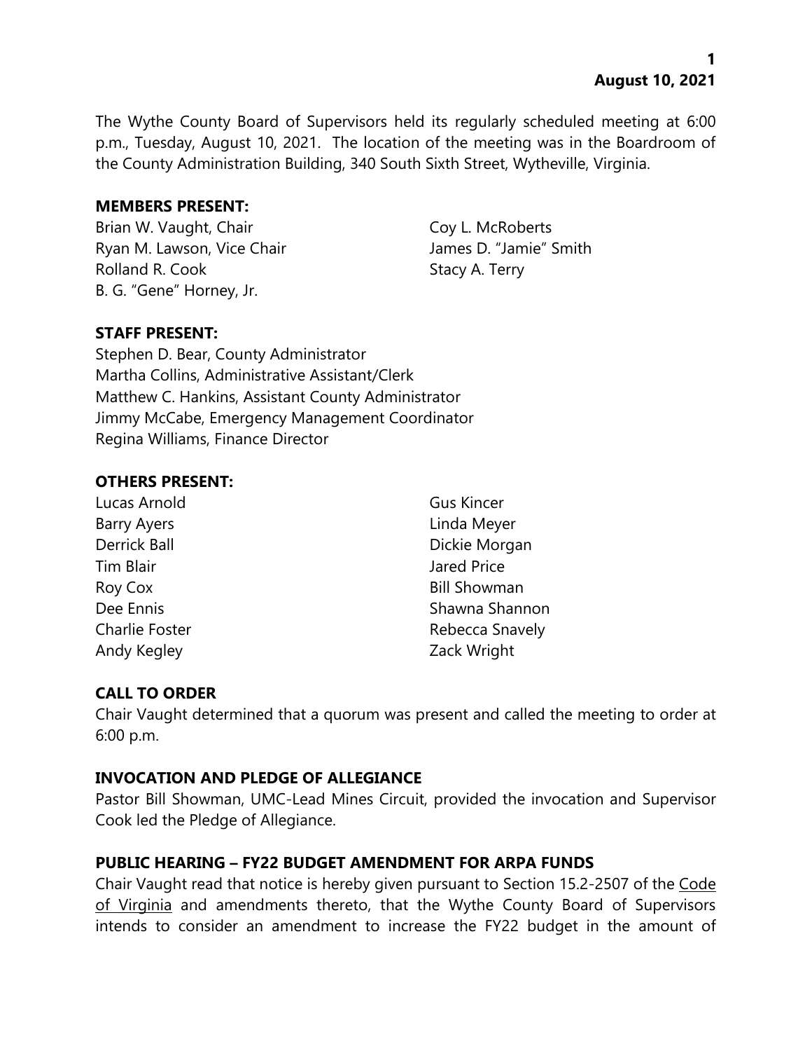**August 10, 2021**

The Wythe County Board of Supervisors held its regularly scheduled meeting at 6:00 p.m., Tuesday, August 10, 2021. The location of the meeting was in the Boardroom of the County Administration Building, 340 South Sixth Street, Wytheville, Virginia.

**MEMBERS PRESENT:**

Brian W. Vaught, Chair
Ryan M. Lawson, Vice Chair
Rolland R. Cook
B. G. "Gene" Horney, Jr.
Coy L. McRoberts
James D. "Jamie" Smith
Stacy A. Terry

**STAFF PRESENT:**

Stephen D. Bear, County Administrator
Martha Collins, Administrative Assistant/Clerk
Matthew C. Hankins, Assistant County Administrator
Jimmy McCabe, Emergency Management Coordinator
Regina Williams, Finance Director

**OTHERS PRESENT:**

Lucas Arnold
Barry Ayers
Derrick Ball
Tim Blair
Roy Cox
Dee Ennis
Charlie Foster
Andy Kegley
Gus Kincer
Linda Meyer
Dickie Morgan
Jared Price
Bill Showman
Shawna Shannon
Rebecca Snavely
Zack Wright

**CALL TO ORDER**

Chair Vaught determined that a quorum was present and called the meeting to order at 6:00 p.m.

**INVOCATION AND PLEDGE OF ALLEGIANCE**

Pastor Bill Showman, UMC-Lead Mines Circuit, provided the invocation and Supervisor Cook led the Pledge of Allegiance.

**PUBLIC HEARING – FY22 BUDGET AMENDMENT FOR ARPA FUNDS**

Chair Vaught read that notice is hereby given pursuant to Section 15.2-2507 of the Code of Virginia and amendments thereto, that the Wythe County Board of Supervisors intends to consider an amendment to increase the FY22 budget in the amount of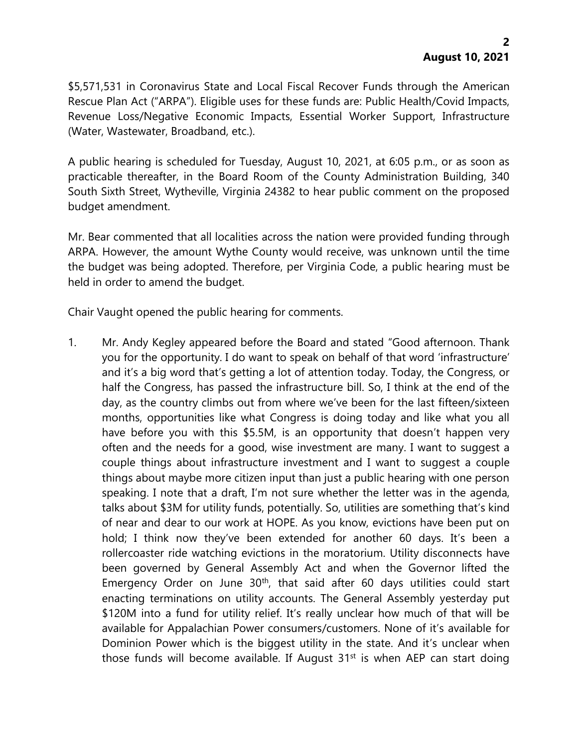$5,571,531 in Coronavirus State and Local Fiscal Recover Funds through the American Rescue Plan Act ("ARPA"). Eligible uses for these funds are: Public Health/Covid Impacts, Revenue Loss/Negative Economic Impacts, Essential Worker Support, Infrastructure (Water, Wastewater, Broadband, etc.).

A public hearing is scheduled for Tuesday, August 10, 2021, at 6:05 p.m., or as soon as practicable thereafter, in the Board Room of the County Administration Building, 340 South Sixth Street, Wytheville, Virginia 24382 to hear public comment on the proposed budget amendment.

Mr. Bear commented that all localities across the nation were provided funding through ARPA. However, the amount Wythe County would receive, was unknown until the time the budget was being adopted. Therefore, per Virginia Code, a public hearing must be held in order to amend the budget.

Chair Vaught opened the public hearing for comments.

1. Mr. Andy Kegley appeared before the Board and stated "Good afternoon. Thank you for the opportunity. I do want to speak on behalf of that word 'infrastructure' and it's a big word that's getting a lot of attention today. Today, the Congress, or half the Congress, has passed the infrastructure bill. So, I think at the end of the day, as the country climbs out from where we've been for the last fifteen/sixteen months, opportunities like what Congress is doing today and like what you all have before you with this $5.5M, is an opportunity that doesn't happen very often and the needs for a good, wise investment are many. I want to suggest a couple things about infrastructure investment and I want to suggest a couple things about maybe more citizen input than just a public hearing with one person speaking. I note that a draft, I'm not sure whether the letter was in the agenda, talks about $3M for utility funds, potentially. So, utilities are something that's kind of near and dear to our work at HOPE. As you know, evictions have been put on hold; I think now they've been extended for another 60 days. It's been a rollercoaster ride watching evictions in the moratorium. Utility disconnects have been governed by General Assembly Act and when the Governor lifted the Emergency Order on June 30th, that said after 60 days utilities could start enacting terminations on utility accounts. The General Assembly yesterday put $120M into a fund for utility relief. It's really unclear how much of that will be available for Appalachian Power consumers/customers. None of it's available for Dominion Power which is the biggest utility in the state. And it's unclear when those funds will become available. If August 31st is when AEP can start doing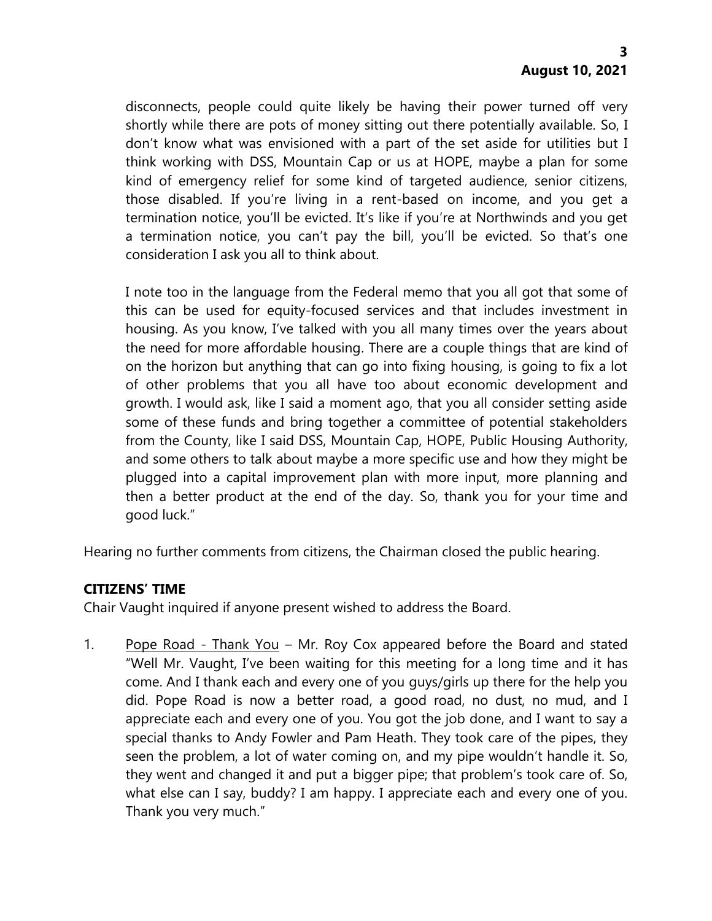disconnects, people could quite likely be having their power turned off very shortly while there are pots of money sitting out there potentially available. So, I don't know what was envisioned with a part of the set aside for utilities but I think working with DSS, Mountain Cap or us at HOPE, maybe a plan for some kind of emergency relief for some kind of targeted audience, senior citizens, those disabled. If you're living in a rent-based on income, and you get a termination notice, you'll be evicted. It's like if you're at Northwinds and you get a termination notice, you can't pay the bill, you'll be evicted. So that's one consideration I ask you all to think about.

I note too in the language from the Federal memo that you all got that some of this can be used for equity-focused services and that includes investment in housing. As you know, I've talked with you all many times over the years about the need for more affordable housing. There are a couple things that are kind of on the horizon but anything that can go into fixing housing, is going to fix a lot of other problems that you all have too about economic development and growth. I would ask, like I said a moment ago, that you all consider setting aside some of these funds and bring together a committee of potential stakeholders from the County, like I said DSS, Mountain Cap, HOPE, Public Housing Authority, and some others to talk about maybe a more specific use and how they might be plugged into a capital improvement plan with more input, more planning and then a better product at the end of the day. So, thank you for your time and good luck."

Hearing no further comments from citizens, the Chairman closed the public hearing.

**CITIZENS' TIME**

Chair Vaught inquired if anyone present wished to address the Board.

1. Pope Road - Thank You – Mr. Roy Cox appeared before the Board and stated "Well Mr. Vaught, I've been waiting for this meeting for a long time and it has come. And I thank each and every one of you guys/girls up there for the help you did. Pope Road is now a better road, a good road, no dust, no mud, and I appreciate each and every one of you. You got the job done, and I want to say a special thanks to Andy Fowler and Pam Heath. They took care of the pipes, they seen the problem, a lot of water coming on, and my pipe wouldn't handle it. So, they went and changed it and put a bigger pipe; that problem's took care of. So, what else can I say, buddy? I am happy. I appreciate each and every one of you. Thank you very much."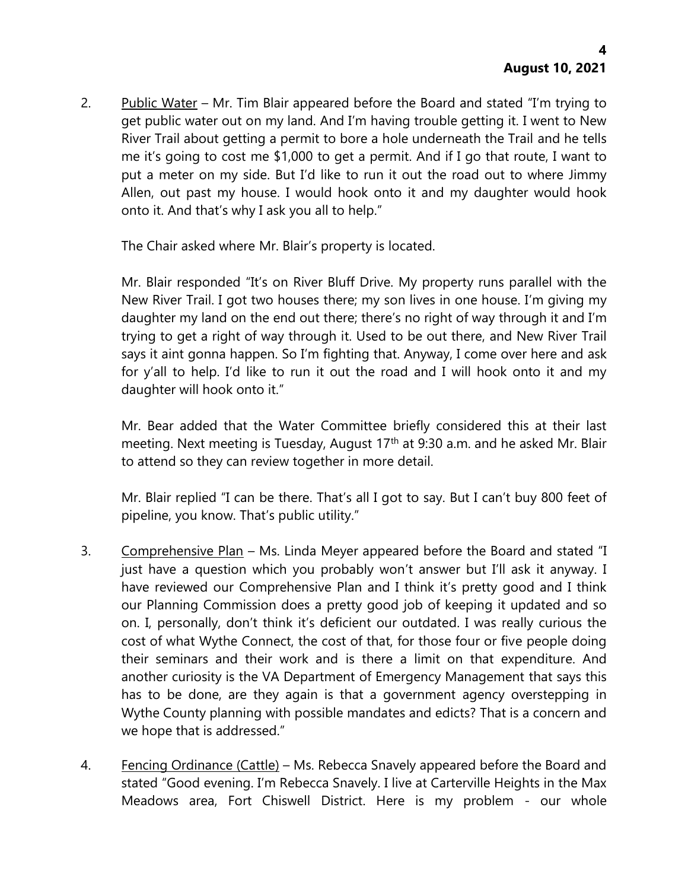2. Public Water – Mr. Tim Blair appeared before the Board and stated "I'm trying to get public water out on my land. And I'm having trouble getting it. I went to New River Trail about getting a permit to bore a hole underneath the Trail and he tells me it's going to cost me $1,000 to get a permit. And if I go that route, I want to put a meter on my side. But I'd like to run it out the road out to where Jimmy Allen, out past my house. I would hook onto it and my daughter would hook onto it. And that's why I ask you all to help."

   The Chair asked where Mr. Blair's property is located.

   Mr. Blair responded "It's on River Bluff Drive. My property runs parallel with the New River Trail. I got two houses there; my son lives in one house. I'm giving my daughter my land on the end out there; there's no right of way through it and I'm trying to get a right of way through it. Used to be out there, and New River Trail says it aint gonna happen. So I'm fighting that. Anyway, I come over here and ask for y'all to help. I'd like to run it out the road and I will hook onto it and my daughter will hook onto it."

   Mr. Bear added that the Water Committee briefly considered this at their last meeting. Next meeting is Tuesday, August 17th at 9:30 a.m. and he asked Mr. Blair to attend so they can review together in more detail.

   Mr. Blair replied "I can be there. That's all I got to say. But I can't buy 800 feet of pipeline, you know. That's public utility."

3. Comprehensive Plan – Ms. Linda Meyer appeared before the Board and stated "I just have a question which you probably won't answer but I'll ask it anyway. I have reviewed our Comprehensive Plan and I think it's pretty good and I think our Planning Commission does a pretty good job of keeping it updated and so on. I, personally, don't think it's deficient our outdated. I was really curious the cost of what Wythe Connect, the cost of that, for those four or five people doing their seminars and their work and is there a limit on that expenditure. And another curiosity is the VA Department of Emergency Management that says this has to be done, are they again is that a government agency overstepping in Wythe County planning with possible mandates and edicts? That is a concern and we hope that is addressed."

4. Fencing Ordinance (Cattle) – Ms. Rebecca Snavely appeared before the Board and stated "Good evening. I'm Rebecca Snavely. I live at Carterville Heights in the Max Meadows area, Fort Chiswell District. Here is my problem - our whole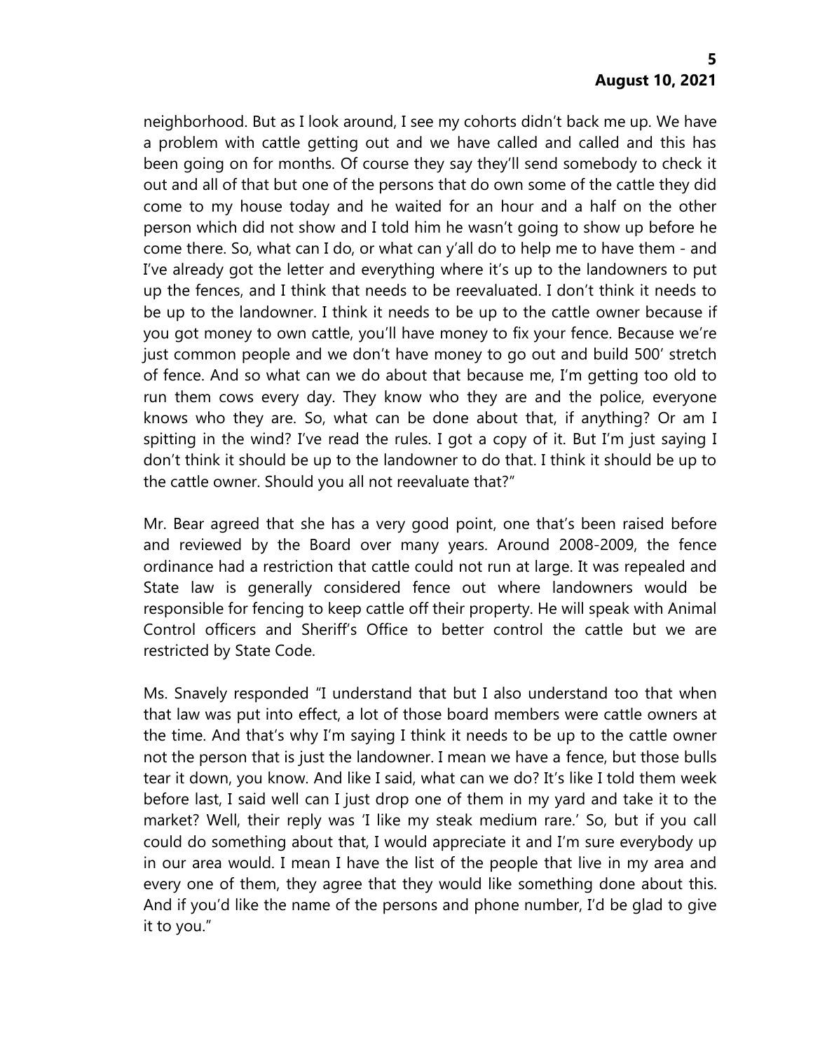neighborhood. But as I look around, I see my cohorts didn't back me up. We have a problem with cattle getting out and we have called and called and this has been going on for months. Of course they say they'll send somebody to check it out and all of that but one of the persons that do own some of the cattle they did come to my house today and he waited for an hour and a half on the other person which did not show and I told him he wasn't going to show up before he come there. So, what can I do, or what can y'all do to help me to have them - and I've already got the letter and everything where it's up to the landowners to put up the fences, and I think that needs to be reevaluated. I don't think it needs to be up to the landowner. I think it needs to be up to the cattle owner because if you got money to own cattle, you'll have money to fix your fence. Because we're just common people and we don't have money to go out and build 500' stretch of fence. And so what can we do about that because me, I'm getting too old to run them cows every day. They know who they are and the police, everyone knows who they are. So, what can be done about that, if anything? Or am I spitting in the wind? I've read the rules. I got a copy of it. But I'm just saying I don't think it should be up to the landowner to do that. I think it should be up to the cattle owner. Should you all not reevaluate that?"

Mr. Bear agreed that she has a very good point, one that's been raised before and reviewed by the Board over many years. Around 2008-2009, the fence ordinance had a restriction that cattle could not run at large. It was repealed and State law is generally considered fence out where landowners would be responsible for fencing to keep cattle off their property. He will speak with Animal Control officers and Sheriff's Office to better control the cattle but we are restricted by State Code.

Ms. Snavely responded "I understand that but I also understand too that when that law was put into effect, a lot of those board members were cattle owners at the time. And that's why I'm saying I think it needs to be up to the cattle owner not the person that is just the landowner. I mean we have a fence, but those bulls tear it down, you know. And like I said, what can we do? It's like I told them week before last, I said well can I just drop one of them in my yard and take it to the market? Well, their reply was 'I like my steak medium rare.' So, but if you call could do something about that, I would appreciate it and I'm sure everybody up in our area would. I mean I have the list of the people that live in my area and every one of them, they agree that they would like something done about this. And if you'd like the name of the persons and phone number, I'd be glad to give it to you."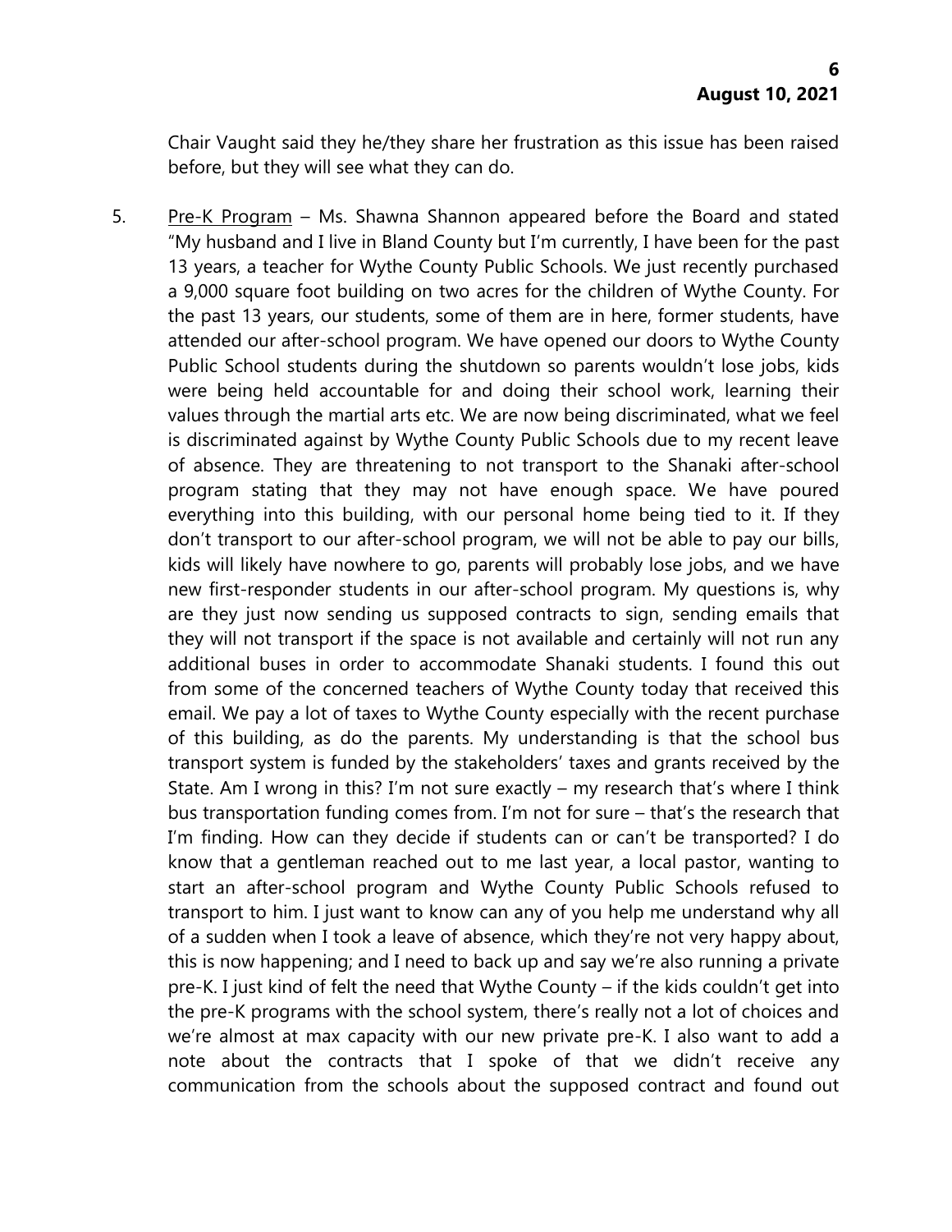Chair Vaught said they he/they share her frustration as this issue has been raised before, but they will see what they can do.

5. Pre-K Program – Ms. Shawna Shannon appeared before the Board and stated "My husband and I live in Bland County but I'm currently, I have been for the past 13 years, a teacher for Wythe County Public Schools. We just recently purchased a 9,000 square foot building on two acres for the children of Wythe County. For the past 13 years, our students, some of them are in here, former students, have attended our after-school program. We have opened our doors to Wythe County Public School students during the shutdown so parents wouldn't lose jobs, kids were being held accountable for and doing their school work, learning their values through the martial arts etc. We are now being discriminated, what we feel is discriminated against by Wythe County Public Schools due to my recent leave of absence. They are threatening to not transport to the Shanaki after-school program stating that they may not have enough space. We have poured everything into this building, with our personal home being tied to it. If they don't transport to our after-school program, we will not be able to pay our bills, kids will likely have nowhere to go, parents will probably lose jobs, and we have new first-responder students in our after-school program. My questions is, why are they just now sending us supposed contracts to sign, sending emails that they will not transport if the space is not available and certainly will not run any additional buses in order to accommodate Shanaki students. I found this out from some of the concerned teachers of Wythe County today that received this email. We pay a lot of taxes to Wythe County especially with the recent purchase of this building, as do the parents. My understanding is that the school bus transport system is funded by the stakeholders' taxes and grants received by the State. Am I wrong in this? I'm not sure exactly – my research that's where I think bus transportation funding comes from. I'm not for sure – that's the research that I'm finding. How can they decide if students can or can't be transported? I do know that a gentleman reached out to me last year, a local pastor, wanting to start an after-school program and Wythe County Public Schools refused to transport to him. I just want to know can any of you help me understand why all of a sudden when I took a leave of absence, which they're not very happy about, this is now happening; and I need to back up and say we're also running a private pre-K. I just kind of felt the need that Wythe County – if the kids couldn't get into the pre-K programs with the school system, there's really not a lot of choices and we're almost at max capacity with our new private pre-K. I also want to add a note about the contracts that I spoke of that we didn't receive any communication from the schools about the supposed contract and found out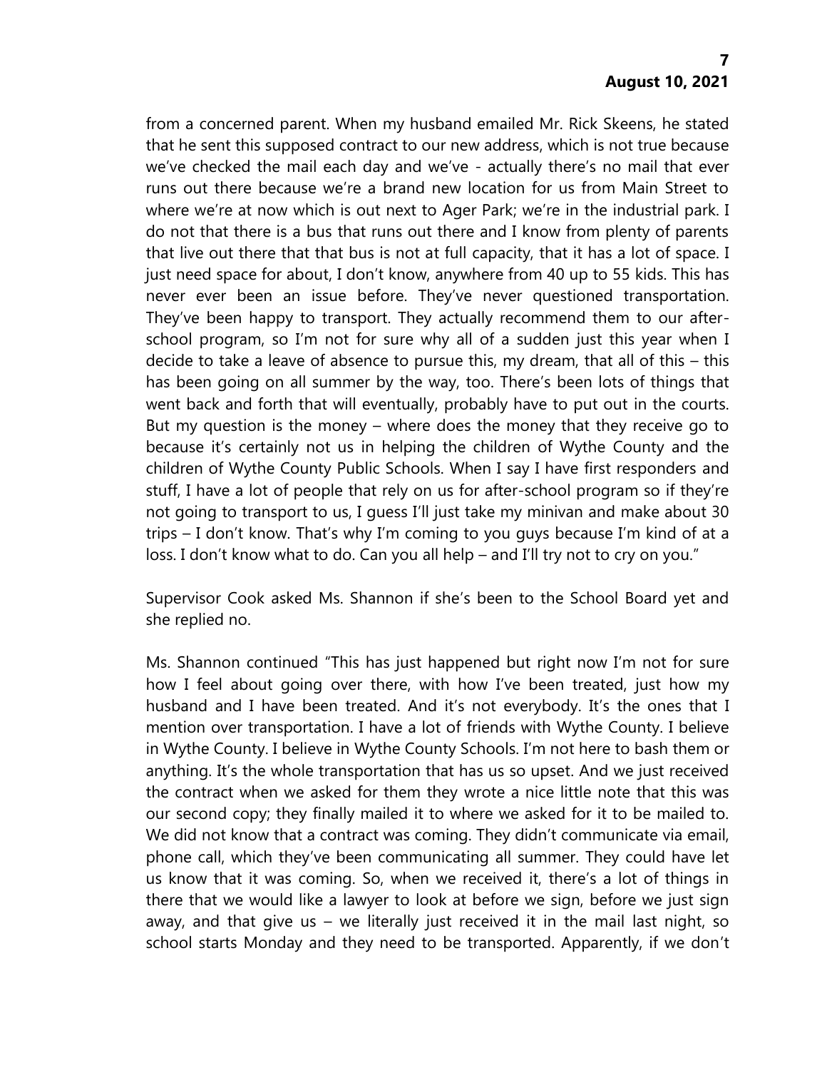from a concerned parent. When my husband emailed Mr. Rick Skeens, he stated that he sent this supposed contract to our new address, which is not true because we've checked the mail each day and we've - actually there's no mail that ever runs out there because we're a brand new location for us from Main Street to where we're at now which is out next to Ager Park; we're in the industrial park. I do not that there is a bus that runs out there and I know from plenty of parents that live out there that that bus is not at full capacity, that it has a lot of space. I just need space for about, I don't know, anywhere from 40 up to 55 kids. This has never ever been an issue before. They've never questioned transportation. They've been happy to transport. They actually recommend them to our after-school program, so I'm not for sure why all of a sudden just this year when I decide to take a leave of absence to pursue this, my dream, that all of this – this has been going on all summer by the way, too. There's been lots of things that went back and forth that will eventually, probably have to put out in the courts. But my question is the money – where does the money that they receive go to because it's certainly not us in helping the children of Wythe County and the children of Wythe County Public Schools. When I say I have first responders and stuff, I have a lot of people that rely on us for after-school program so if they're not going to transport to us, I guess I'll just take my minivan and make about 30 trips – I don't know. That's why I'm coming to you guys because I'm kind of at a loss. I don't know what to do. Can you all help – and I'll try not to cry on you."

Supervisor Cook asked Ms. Shannon if she's been to the School Board yet and she replied no.

Ms. Shannon continued "This has just happened but right now I'm not for sure how I feel about going over there, with how I've been treated, just how my husband and I have been treated. And it's not everybody. It's the ones that I mention over transportation. I have a lot of friends with Wythe County. I believe in Wythe County. I believe in Wythe County Schools. I'm not here to bash them or anything. It's the whole transportation that has us so upset. And we just received the contract when we asked for them they wrote a nice little note that this was our second copy; they finally mailed it to where we asked for it to be mailed to. We did not know that a contract was coming. They didn't communicate via email, phone call, which they've been communicating all summer. They could have let us know that it was coming. So, when we received it, there's a lot of things in there that we would like a lawyer to look at before we sign, before we just sign away, and that give us – we literally just received it in the mail last night, so school starts Monday and they need to be transported. Apparently, if we don't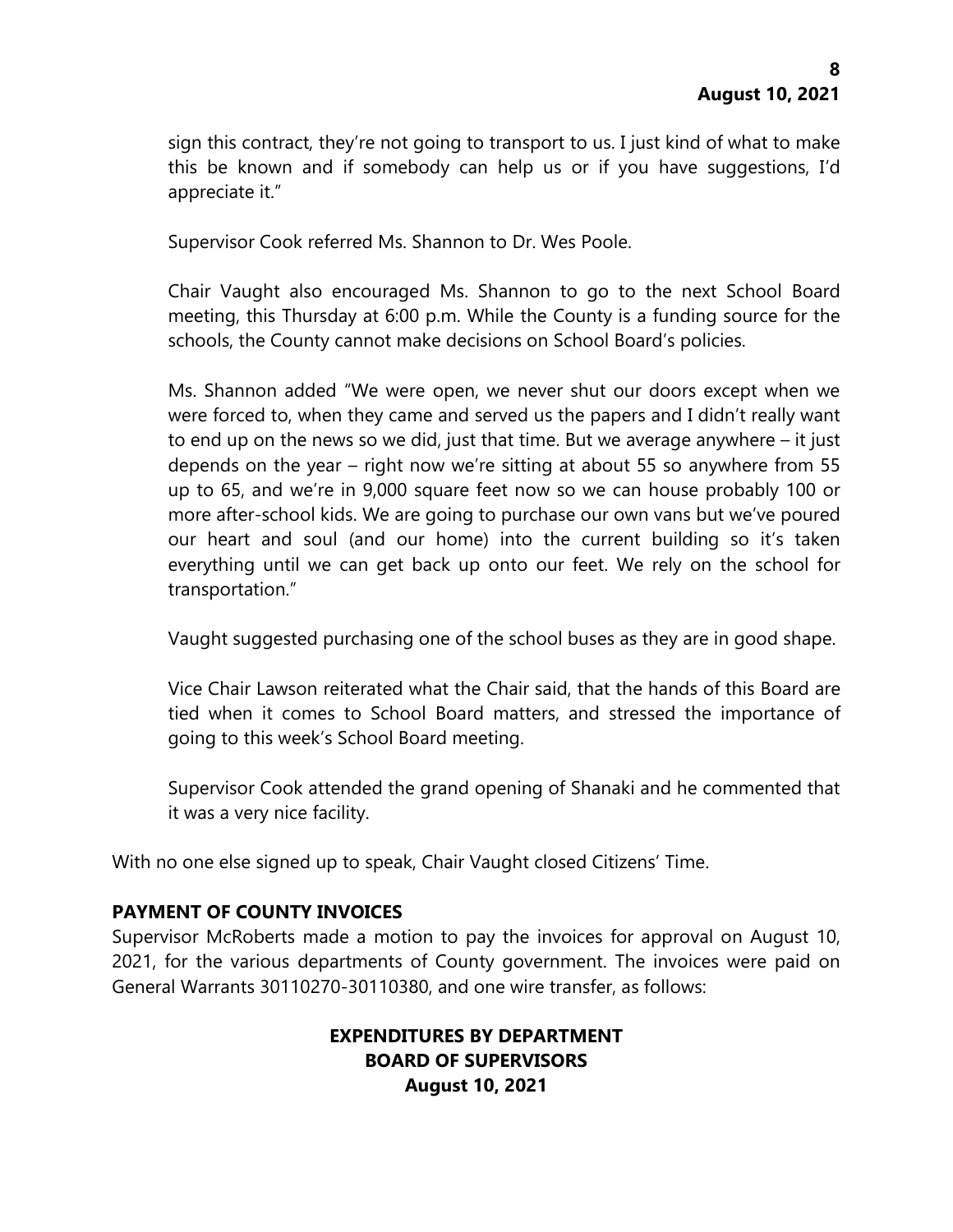sign this contract, they're not going to transport to us. I just kind of what to make this be known and if somebody can help us or if you have suggestions, I'd appreciate it."

Supervisor Cook referred Ms. Shannon to Dr. Wes Poole.

Chair Vaught also encouraged Ms. Shannon to go to the next School Board meeting, this Thursday at 6:00 p.m. While the County is a funding source for the schools, the County cannot make decisions on School Board's policies.

Ms. Shannon added "We were open, we never shut our doors except when we were forced to, when they came and served us the papers and I didn't really want to end up on the news so we did, just that time. But we average anywhere – it just depends on the year – right now we're sitting at about 55 so anywhere from 55 up to 65, and we're in 9,000 square feet now so we can house probably 100 or more after-school kids. We are going to purchase our own vans but we've poured our heart and soul (and our home) into the current building so it's taken everything until we can get back up onto our feet. We rely on the school for transportation."

Vaught suggested purchasing one of the school buses as they are in good shape.

Vice Chair Lawson reiterated what the Chair said, that the hands of this Board are tied when it comes to School Board matters, and stressed the importance of going to this week's School Board meeting.

Supervisor Cook attended the grand opening of Shanaki and he commented that it was a very nice facility.

With no one else signed up to speak, Chair Vaught closed Citizens' Time.

**PAYMENT OF COUNTY INVOICES**

Supervisor McRoberts made a motion to pay the invoices for approval on August 10, 2021, for the various departments of County government. The invoices were paid on General Warrants 30110270-30110380, and one wire transfer, as follows:

**EXPENDITURES BY DEPARTMENT**
**BOARD OF SUPERVISORS**
**August 10, 2021**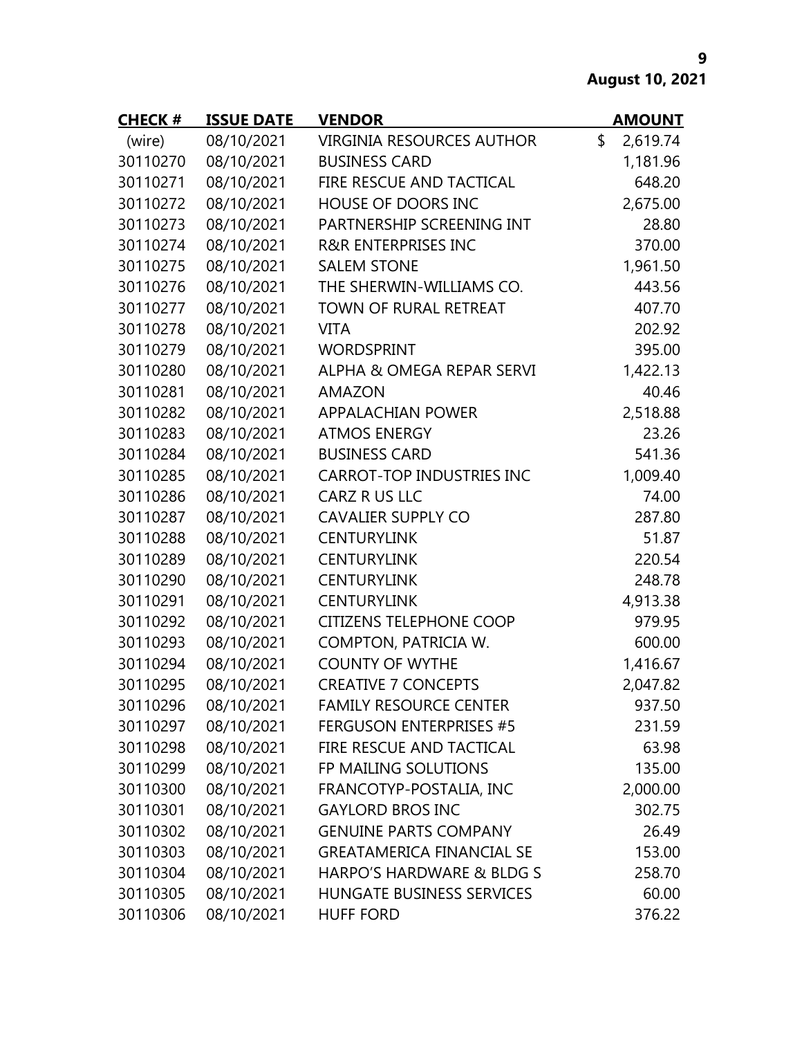| CHECK # | ISSUE DATE | VENDOR | AMOUNT |
|---|---|---|---|
| (wire) | 08/10/2021 | VIRGINIA RESOURCES AUTHOR | $ 2,619.74 |
| 30110270 | 08/10/2021 | BUSINESS CARD | 1,181.96 |
| 30110271 | 08/10/2021 | FIRE RESCUE AND TACTICAL | 648.20 |
| 30110272 | 08/10/2021 | HOUSE OF DOORS INC | 2,675.00 |
| 30110273 | 08/10/2021 | PARTNERSHIP SCREENING INT | 28.80 |
| 30110274 | 08/10/2021 | R&R ENTERPRISES INC | 370.00 |
| 30110275 | 08/10/2021 | SALEM STONE | 1,961.50 |
| 30110276 | 08/10/2021 | THE SHERWIN-WILLIAMS CO. | 443.56 |
| 30110277 | 08/10/2021 | TOWN OF RURAL RETREAT | 407.70 |
| 30110278 | 08/10/2021 | VITA | 202.92 |
| 30110279 | 08/10/2021 | WORDSPRINT | 395.00 |
| 30110280 | 08/10/2021 | ALPHA & OMEGA REPAR SERVI | 1,422.13 |
| 30110281 | 08/10/2021 | AMAZON | 40.46 |
| 30110282 | 08/10/2021 | APPALACHIAN POWER | 2,518.88 |
| 30110283 | 08/10/2021 | ATMOS ENERGY | 23.26 |
| 30110284 | 08/10/2021 | BUSINESS CARD | 541.36 |
| 30110285 | 08/10/2021 | CARROT-TOP INDUSTRIES INC | 1,009.40 |
| 30110286 | 08/10/2021 | CARZ R US LLC | 74.00 |
| 30110287 | 08/10/2021 | CAVALIER SUPPLY CO | 287.80 |
| 30110288 | 08/10/2021 | CENTURYLINK | 51.87 |
| 30110289 | 08/10/2021 | CENTURYLINK | 220.54 |
| 30110290 | 08/10/2021 | CENTURYLINK | 248.78 |
| 30110291 | 08/10/2021 | CENTURYLINK | 4,913.38 |
| 30110292 | 08/10/2021 | CITIZENS TELEPHONE COOP | 979.95 |
| 30110293 | 08/10/2021 | COMPTON, PATRICIA W. | 600.00 |
| 30110294 | 08/10/2021 | COUNTY OF WYTHE | 1,416.67 |
| 30110295 | 08/10/2021 | CREATIVE 7 CONCEPTS | 2,047.82 |
| 30110296 | 08/10/2021 | FAMILY RESOURCE CENTER | 937.50 |
| 30110297 | 08/10/2021 | FERGUSON ENTERPRISES #5 | 231.59 |
| 30110298 | 08/10/2021 | FIRE RESCUE AND TACTICAL | 63.98 |
| 30110299 | 08/10/2021 | FP MAILING SOLUTIONS | 135.00 |
| 30110300 | 08/10/2021 | FRANCOTYP-POSTALIA, INC | 2,000.00 |
| 30110301 | 08/10/2021 | GAYLORD BROS INC | 302.75 |
| 30110302 | 08/10/2021 | GENUINE PARTS COMPANY | 26.49 |
| 30110303 | 08/10/2021 | GREATAMERICA FINANCIAL SE | 153.00 |
| 30110304 | 08/10/2021 | HARPO'S HARDWARE & BLDG S | 258.70 |
| 30110305 | 08/10/2021 | HUNGATE BUSINESS SERVICES | 60.00 |
| 30110306 | 08/10/2021 | HUFF FORD | 376.22 |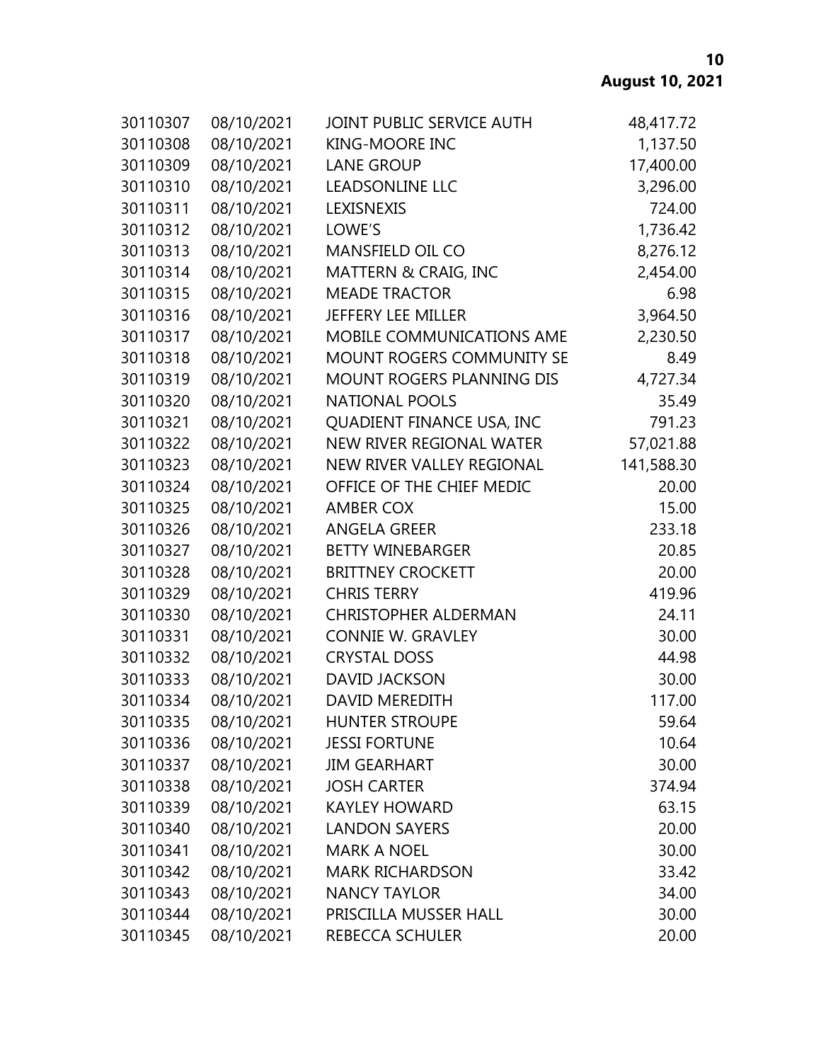| | | | |
|---|---|---|---|
| 30110307 | 08/10/2021 | JOINT PUBLIC SERVICE AUTH | 48,417.72 |
| 30110308 | 08/10/2021 | KING-MOORE INC | 1,137.50 |
| 30110309 | 08/10/2021 | LANE GROUP | 17,400.00 |
| 30110310 | 08/10/2021 | LEADSONLINE LLC | 3,296.00 |
| 30110311 | 08/10/2021 | LEXISNEXIS | 724.00 |
| 30110312 | 08/10/2021 | LOWE'S | 1,736.42 |
| 30110313 | 08/10/2021 | MANSFIELD OIL CO | 8,276.12 |
| 30110314 | 08/10/2021 | MATTERN & CRAIG, INC | 2,454.00 |
| 30110315 | 08/10/2021 | MEADE TRACTOR | 6.98 |
| 30110316 | 08/10/2021 | JEFFERY LEE MILLER | 3,964.50 |
| 30110317 | 08/10/2021 | MOBILE COMMUNICATIONS AME | 2,230.50 |
| 30110318 | 08/10/2021 | MOUNT ROGERS COMMUNITY SE | 8.49 |
| 30110319 | 08/10/2021 | MOUNT ROGERS PLANNING DIS | 4,727.34 |
| 30110320 | 08/10/2021 | NATIONAL POOLS | 35.49 |
| 30110321 | 08/10/2021 | QUADIENT FINANCE USA, INC | 791.23 |
| 30110322 | 08/10/2021 | NEW RIVER REGIONAL WATER | 57,021.88 |
| 30110323 | 08/10/2021 | NEW RIVER VALLEY REGIONAL | 141,588.30 |
| 30110324 | 08/10/2021 | OFFICE OF THE CHIEF MEDIC | 20.00 |
| 30110325 | 08/10/2021 | AMBER COX | 15.00 |
| 30110326 | 08/10/2021 | ANGELA GREER | 233.18 |
| 30110327 | 08/10/2021 | BETTY WINEBARGER | 20.85 |
| 30110328 | 08/10/2021 | BRITTNEY CROCKETT | 20.00 |
| 30110329 | 08/10/2021 | CHRIS TERRY | 419.96 |
| 30110330 | 08/10/2021 | CHRISTOPHER ALDERMAN | 24.11 |
| 30110331 | 08/10/2021 | CONNIE W. GRAVLEY | 30.00 |
| 30110332 | 08/10/2021 | CRYSTAL DOSS | 44.98 |
| 30110333 | 08/10/2021 | DAVID JACKSON | 30.00 |
| 30110334 | 08/10/2021 | DAVID MEREDITH | 117.00 |
| 30110335 | 08/10/2021 | HUNTER STROUPE | 59.64 |
| 30110336 | 08/10/2021 | JESSI FORTUNE | 10.64 |
| 30110337 | 08/10/2021 | JIM GEARHART | 30.00 |
| 30110338 | 08/10/2021 | JOSH CARTER | 374.94 |
| 30110339 | 08/10/2021 | KAYLEY HOWARD | 63.15 |
| 30110340 | 08/10/2021 | LANDON SAYERS | 20.00 |
| 30110341 | 08/10/2021 | MARK A NOEL | 30.00 |
| 30110342 | 08/10/2021 | MARK RICHARDSON | 33.42 |
| 30110343 | 08/10/2021 | NANCY TAYLOR | 34.00 |
| 30110344 | 08/10/2021 | PRISCILLA MUSSER HALL | 30.00 |
| 30110345 | 08/10/2021 | REBECCA SCHULER | 20.00 |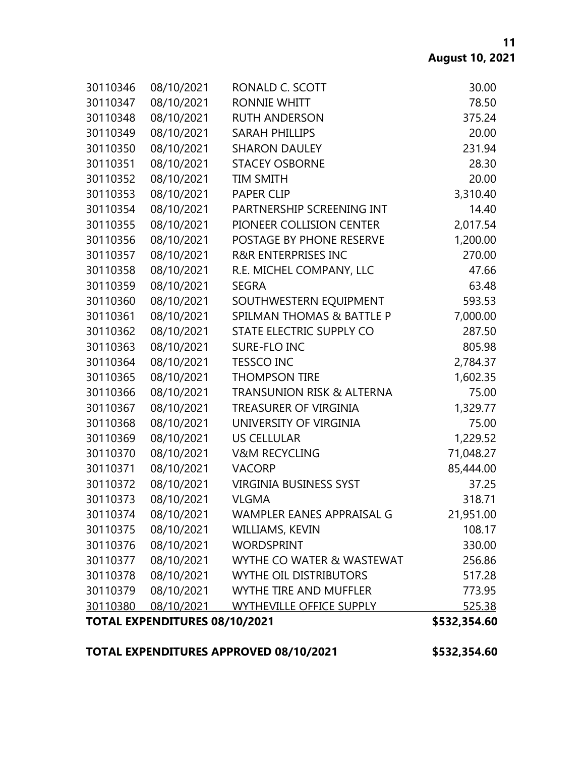| | | | |
|---|---|---|---|
| 30110346 | 08/10/2021 | RONALD C. SCOTT | 30.00 |
| 30110347 | 08/10/2021 | RONNIE WHITT | 78.50 |
| 30110348 | 08/10/2021 | RUTH ANDERSON | 375.24 |
| 30110349 | 08/10/2021 | SARAH PHILLIPS | 20.00 |
| 30110350 | 08/10/2021 | SHARON DAULEY | 231.94 |
| 30110351 | 08/10/2021 | STACEY OSBORNE | 28.30 |
| 30110352 | 08/10/2021 | TIM SMITH | 20.00 |
| 30110353 | 08/10/2021 | PAPER CLIP | 3,310.40 |
| 30110354 | 08/10/2021 | PARTNERSHIP SCREENING INT | 14.40 |
| 30110355 | 08/10/2021 | PIONEER COLLISION CENTER | 2,017.54 |
| 30110356 | 08/10/2021 | POSTAGE BY PHONE RESERVE | 1,200.00 |
| 30110357 | 08/10/2021 | R&R ENTERPRISES INC | 270.00 |
| 30110358 | 08/10/2021 | R.E. MICHEL COMPANY, LLC | 47.66 |
| 30110359 | 08/10/2021 | SEGRA | 63.48 |
| 30110360 | 08/10/2021 | SOUTHWESTERN EQUIPMENT | 593.53 |
| 30110361 | 08/10/2021 | SPILMAN THOMAS & BATTLE P | 7,000.00 |
| 30110362 | 08/10/2021 | STATE ELECTRIC SUPPLY CO | 287.50 |
| 30110363 | 08/10/2021 | SURE-FLO INC | 805.98 |
| 30110364 | 08/10/2021 | TESSCO INC | 2,784.37 |
| 30110365 | 08/10/2021 | THOMPSON TIRE | 1,602.35 |
| 30110366 | 08/10/2021 | TRANSUNION RISK & ALTERNA | 75.00 |
| 30110367 | 08/10/2021 | TREASURER OF VIRGINIA | 1,329.77 |
| 30110368 | 08/10/2021 | UNIVERSITY OF VIRGINIA | 75.00 |
| 30110369 | 08/10/2021 | US CELLULAR | 1,229.52 |
| 30110370 | 08/10/2021 | V&M RECYCLING | 71,048.27 |
| 30110371 | 08/10/2021 | VACORP | 85,444.00 |
| 30110372 | 08/10/2021 | VIRGINIA BUSINESS SYST | 37.25 |
| 30110373 | 08/10/2021 | VLGMA | 318.71 |
| 30110374 | 08/10/2021 | WAMPLER EANES APPRAISAL G | 21,951.00 |
| 30110375 | 08/10/2021 | WILLIAMS, KEVIN | 108.17 |
| 30110376 | 08/10/2021 | WORDSPRINT | 330.00 |
| 30110377 | 08/10/2021 | WYTHE CO WATER & WASTEWAT | 256.86 |
| 30110378 | 08/10/2021 | WYTHE OIL DISTRIBUTORS | 517.28 |
| 30110379 | 08/10/2021 | WYTHE TIRE AND MUFFLER | 773.95 |
| 30110380 | 08/10/2021 | WYTHEVILLE OFFICE SUPPLY | 525.38 |
| **TOTAL EXPENDITURES 08/10/2021** | | | **$532,354.60** |

**TOTAL EXPENDITURES APPROVED 08/10/2021 $532,354.60**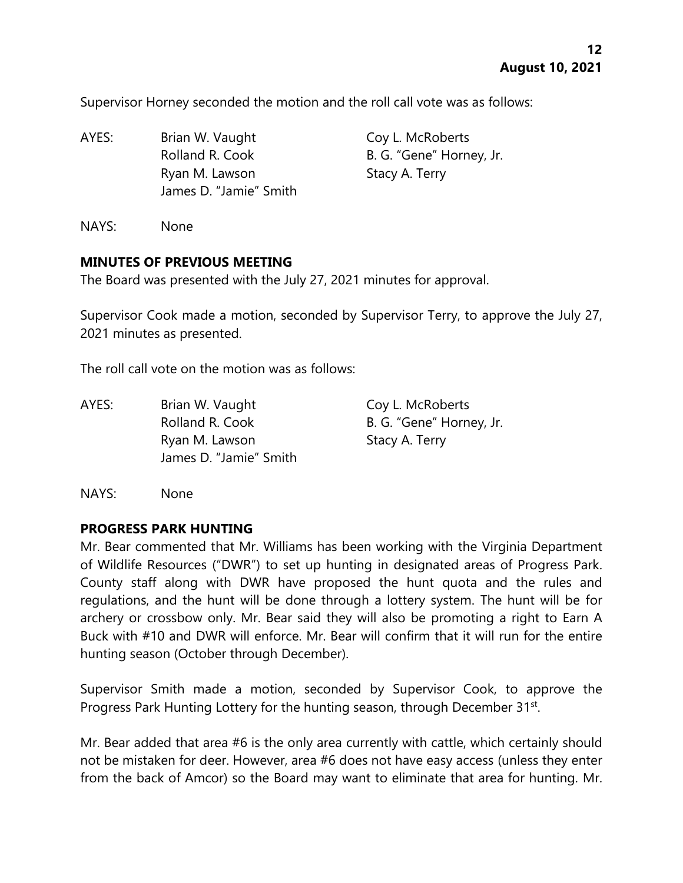Supervisor Horney seconded the motion and the roll call vote was as follows:

AYES: Brian W. Vaught, Coy L. McRoberts, Rolland R. Cook, B. G. "Gene" Horney, Jr., Ryan M. Lawson, Stacy A. Terry, James D. "Jamie" Smith

NAYS: None

**MINUTES OF PREVIOUS MEETING**

The Board was presented with the July 27, 2021 minutes for approval.

Supervisor Cook made a motion, seconded by Supervisor Terry, to approve the July 27, 2021 minutes as presented.

The roll call vote on the motion was as follows:

AYES: Brian W. Vaught, Coy L. McRoberts, Rolland R. Cook, B. G. "Gene" Horney, Jr., Ryan M. Lawson, Stacy A. Terry, James D. "Jamie" Smith

NAYS: None

**PROGRESS PARK HUNTING**

Mr. Bear commented that Mr. Williams has been working with the Virginia Department of Wildlife Resources ("DWR") to set up hunting in designated areas of Progress Park. County staff along with DWR have proposed the hunt quota and the rules and regulations, and the hunt will be done through a lottery system. The hunt will be for archery or crossbow only. Mr. Bear said they will also be promoting a right to Earn A Buck with #10 and DWR will enforce. Mr. Bear will confirm that it will run for the entire hunting season (October through December).

Supervisor Smith made a motion, seconded by Supervisor Cook, to approve the Progress Park Hunting Lottery for the hunting season, through December 31st.

Mr. Bear added that area #6 is the only area currently with cattle, which certainly should not be mistaken for deer. However, area #6 does not have easy access (unless they enter from the back of Amcor) so the Board may want to eliminate that area for hunting. Mr.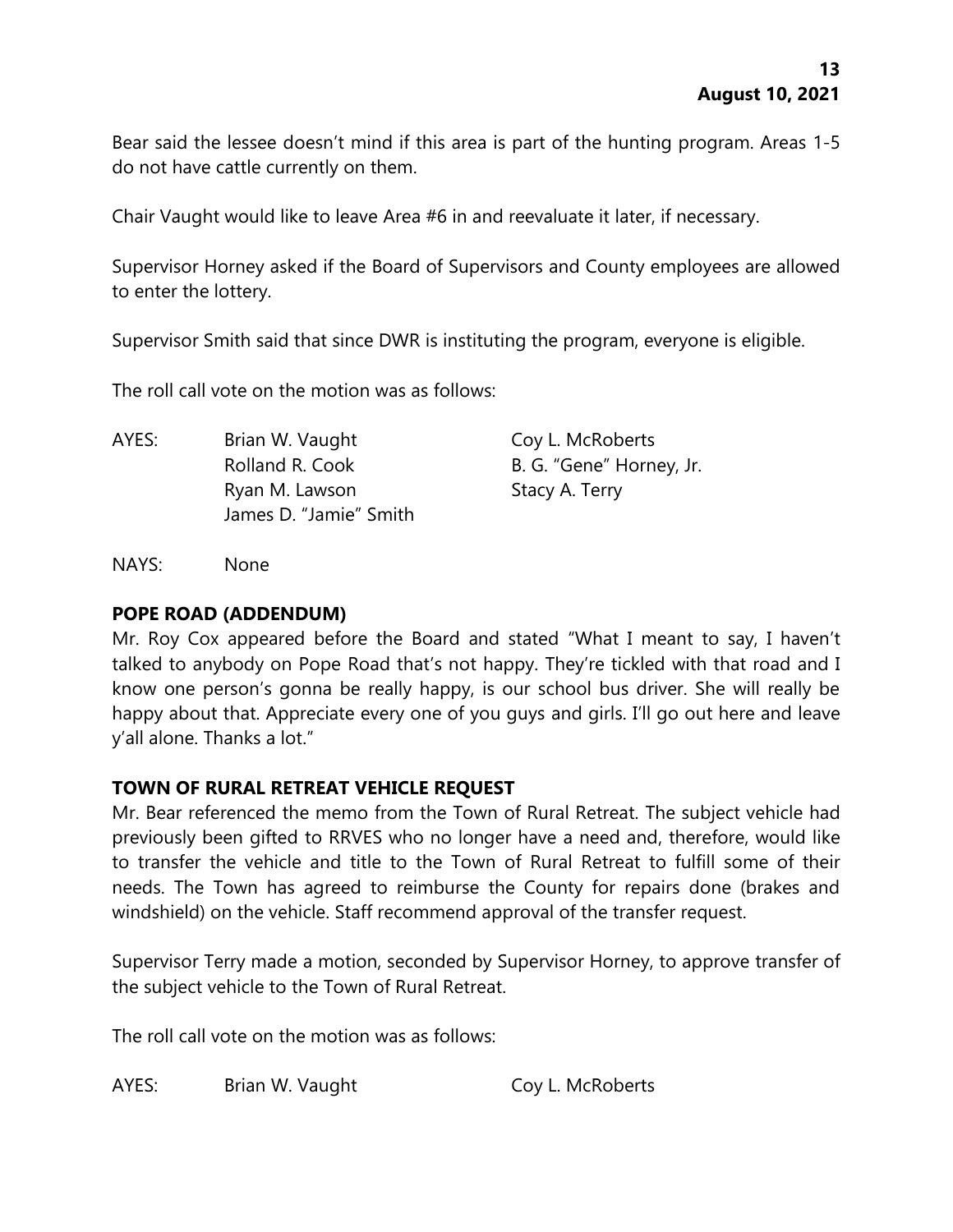Bear said the lessee doesn't mind if this area is part of the hunting program. Areas 1-5 do not have cattle currently on them.

Chair Vaught would like to leave Area #6 in and reevaluate it later, if necessary.

Supervisor Horney asked if the Board of Supervisors and County employees are allowed to enter the lottery.

Supervisor Smith said that since DWR is instituting the program, everyone is eligible.

The roll call vote on the motion was as follows:

| AYES: | Brian W. Vaught | Coy L. McRoberts |
|---|---|---|
| | Rolland R. Cook | B. G. "Gene" Horney, Jr. |
| | Ryan M. Lawson | Stacy A. Terry |
| | James D. "Jamie" Smith | |

NAYS: None

**POPE ROAD (ADDENDUM)**

Mr. Roy Cox appeared before the Board and stated "What I meant to say, I haven't talked to anybody on Pope Road that's not happy. They're tickled with that road and I know one person's gonna be really happy, is our school bus driver. She will really be happy about that. Appreciate every one of you guys and girls. I'll go out here and leave y'all alone. Thanks a lot."

**TOWN OF RURAL RETREAT VEHICLE REQUEST**

Mr. Bear referenced the memo from the Town of Rural Retreat. The subject vehicle had previously been gifted to RRVES who no longer have a need and, therefore, would like to transfer the vehicle and title to the Town of Rural Retreat to fulfill some of their needs. The Town has agreed to reimburse the County for repairs done (brakes and windshield) on the vehicle. Staff recommend approval of the transfer request.

Supervisor Terry made a motion, seconded by Supervisor Horney, to approve transfer of the subject vehicle to the Town of Rural Retreat.

The roll call vote on the motion was as follows:

AYES: Brian W. Vaught Coy L. McRoberts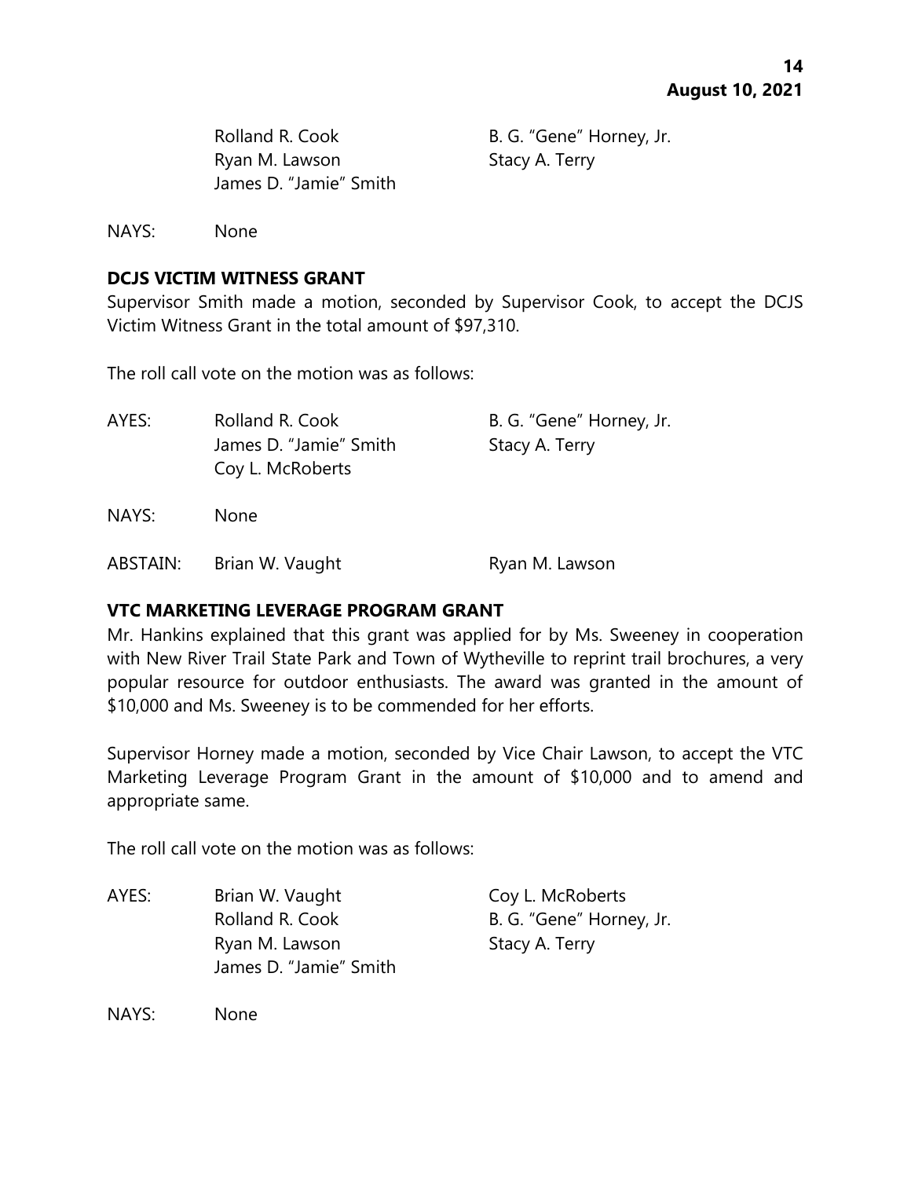Rolland R. Cook B. G. "Gene" Horney, Jr.
Ryan M. Lawson Stacy A. Terry
James D. "Jamie" Smith

NAYS: None

**DCJS VICTIM WITNESS GRANT**

Supervisor Smith made a motion, seconded by Supervisor Cook, to accept the DCJS Victim Witness Grant in the total amount of $97,310.

The roll call vote on the motion was as follows:

AYES: Rolland R. Cook B. G. "Gene" Horney, Jr.
James D. "Jamie" Smith Stacy A. Terry
Coy L. McRoberts

NAYS: None

ABSTAIN: Brian W. Vaught Ryan M. Lawson

**VTC MARKETING LEVERAGE PROGRAM GRANT**

Mr. Hankins explained that this grant was applied for by Ms. Sweeney in cooperation with New River Trail State Park and Town of Wytheville to reprint trail brochures, a very popular resource for outdoor enthusiasts. The award was granted in the amount of $10,000 and Ms. Sweeney is to be commended for her efforts.

Supervisor Horney made a motion, seconded by Vice Chair Lawson, to accept the VTC Marketing Leverage Program Grant in the amount of $10,000 and to amend and appropriate same.

The roll call vote on the motion was as follows:

AYES: Brian W. Vaught Coy L. McRoberts
Rolland R. Cook B. G. "Gene" Horney, Jr.
Ryan M. Lawson Stacy A. Terry
James D. "Jamie" Smith

NAYS: None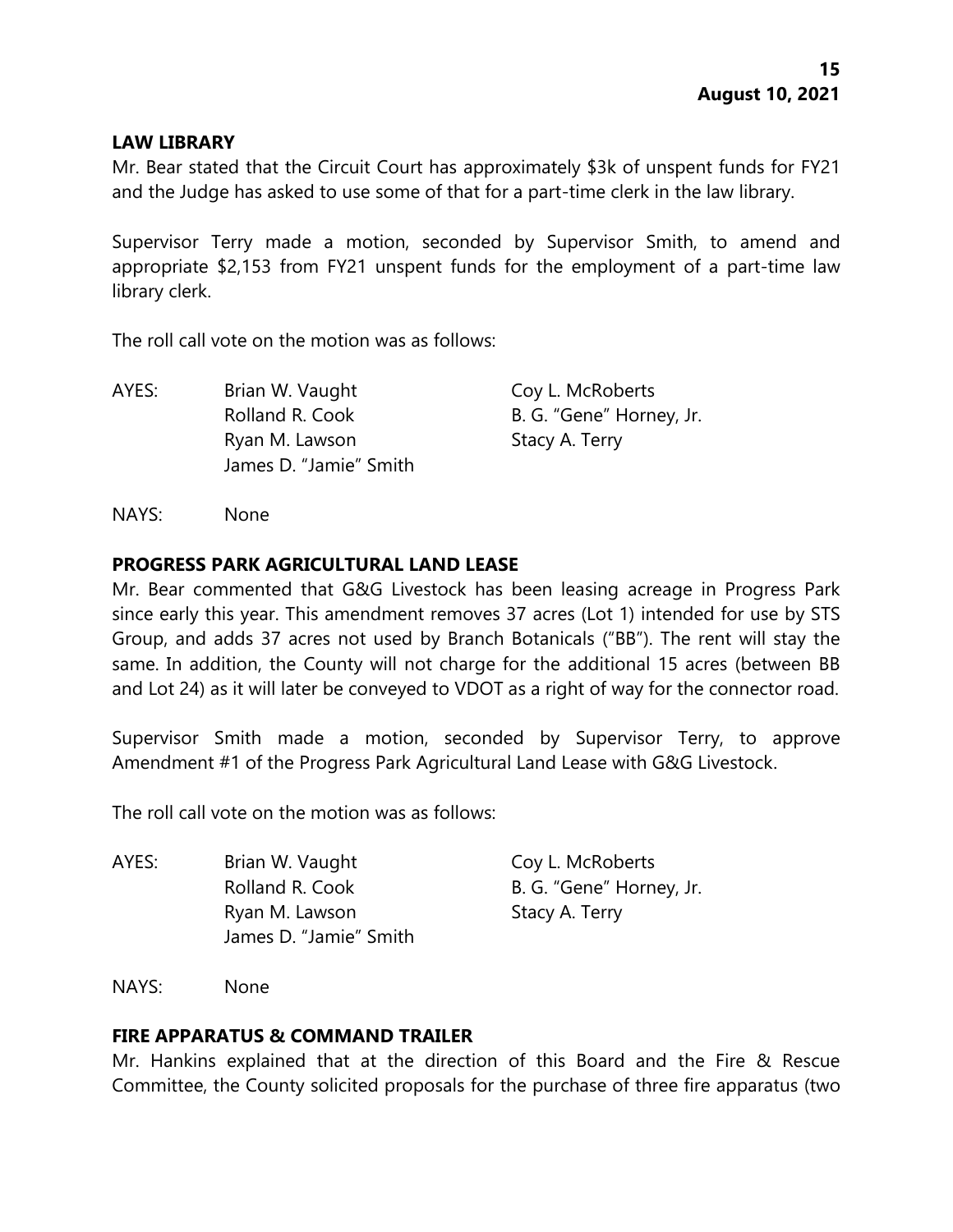## LAW LIBRARY

Mr. Bear stated that the Circuit Court has approximately $3k of unspent funds for FY21 and the Judge has asked to use some of that for a part-time clerk in the law library.

Supervisor Terry made a motion, seconded by Supervisor Smith, to amend and appropriate $2,153 from FY21 unspent funds for the employment of a part-time law library clerk.

The roll call vote on the motion was as follows:

AYES: Brian W. Vaught, Coy L. McRoberts, Rolland R. Cook, B. G. "Gene" Horney, Jr., Ryan M. Lawson, Stacy A. Terry, James D. "Jamie" Smith

NAYS: None

## PROGRESS PARK AGRICULTURAL LAND LEASE

Mr. Bear commented that G&G Livestock has been leasing acreage in Progress Park since early this year. This amendment removes 37 acres (Lot 1) intended for use by STS Group, and adds 37 acres not used by Branch Botanicals ("BB"). The rent will stay the same. In addition, the County will not charge for the additional 15 acres (between BB and Lot 24) as it will later be conveyed to VDOT as a right of way for the connector road.

Supervisor Smith made a motion, seconded by Supervisor Terry, to approve Amendment #1 of the Progress Park Agricultural Land Lease with G&G Livestock.

The roll call vote on the motion was as follows:

AYES: Brian W. Vaught, Coy L. McRoberts, Rolland R. Cook, B. G. "Gene" Horney, Jr., Ryan M. Lawson, Stacy A. Terry, James D. "Jamie" Smith

NAYS: None

## FIRE APPARATUS & COMMAND TRAILER

Mr. Hankins explained that at the direction of this Board and the Fire & Rescue Committee, the County solicited proposals for the purchase of three fire apparatus (two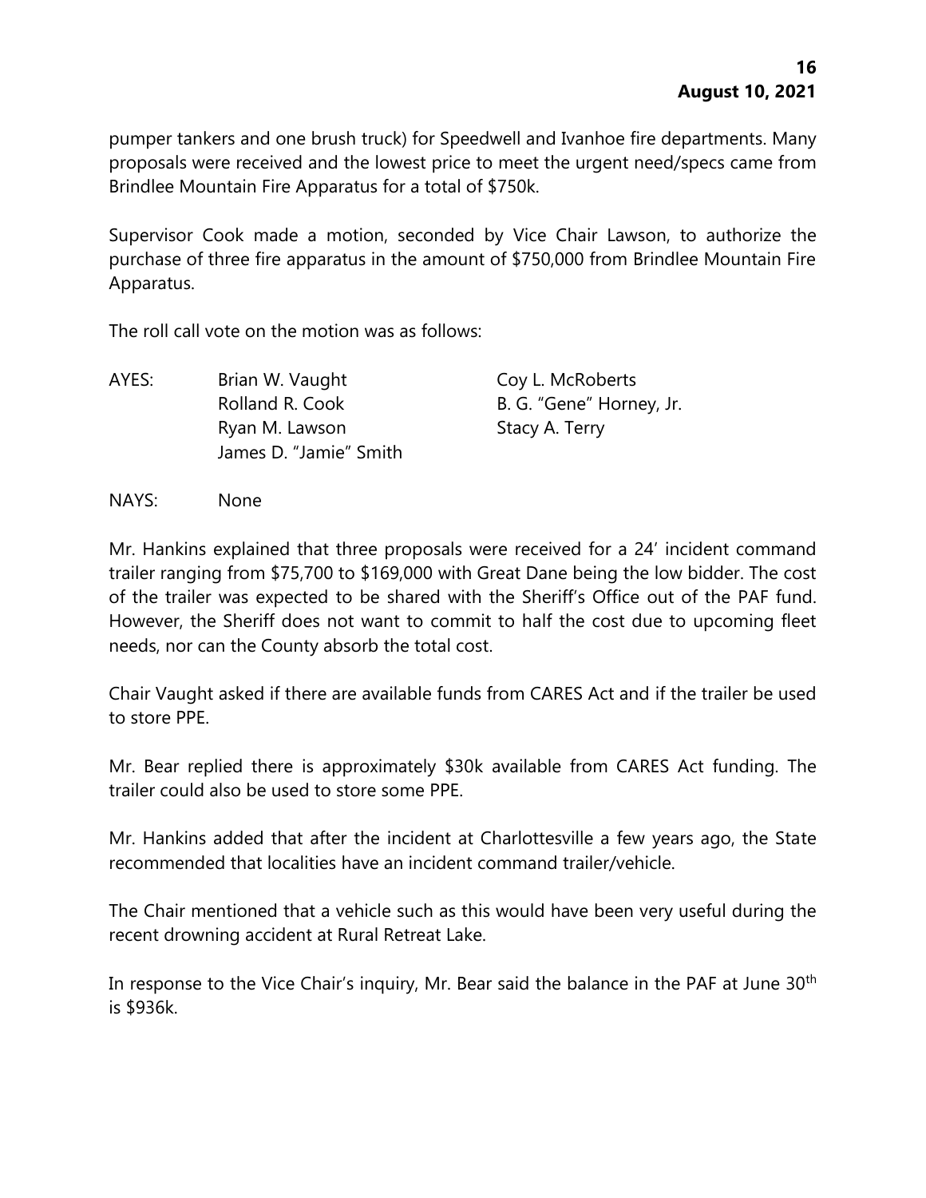pumper tankers and one brush truck) for Speedwell and Ivanhoe fire departments. Many proposals were received and the lowest price to meet the urgent need/specs came from Brindlee Mountain Fire Apparatus for a total of $750k.

Supervisor Cook made a motion, seconded by Vice Chair Lawson, to authorize the purchase of three fire apparatus in the amount of $750,000 from Brindlee Mountain Fire Apparatus.

The roll call vote on the motion was as follows:

AYES: Brian W. Vaught, Rolland R. Cook, Ryan M. Lawson, James D. "Jamie" Smith, Coy L. McRoberts, B. G. "Gene" Horney, Jr., Stacy A. Terry

NAYS: None

Mr. Hankins explained that three proposals were received for a 24' incident command trailer ranging from $75,700 to $169,000 with Great Dane being the low bidder. The cost of the trailer was expected to be shared with the Sheriff's Office out of the PAF fund. However, the Sheriff does not want to commit to half the cost due to upcoming fleet needs, nor can the County absorb the total cost.

Chair Vaught asked if there are available funds from CARES Act and if the trailer be used to store PPE.

Mr. Bear replied there is approximately $30k available from CARES Act funding. The trailer could also be used to store some PPE.

Mr. Hankins added that after the incident at Charlottesville a few years ago, the State recommended that localities have an incident command trailer/vehicle.

The Chair mentioned that a vehicle such as this would have been very useful during the recent drowning accident at Rural Retreat Lake.

In response to the Vice Chair's inquiry, Mr. Bear said the balance in the PAF at June 30th is $936k.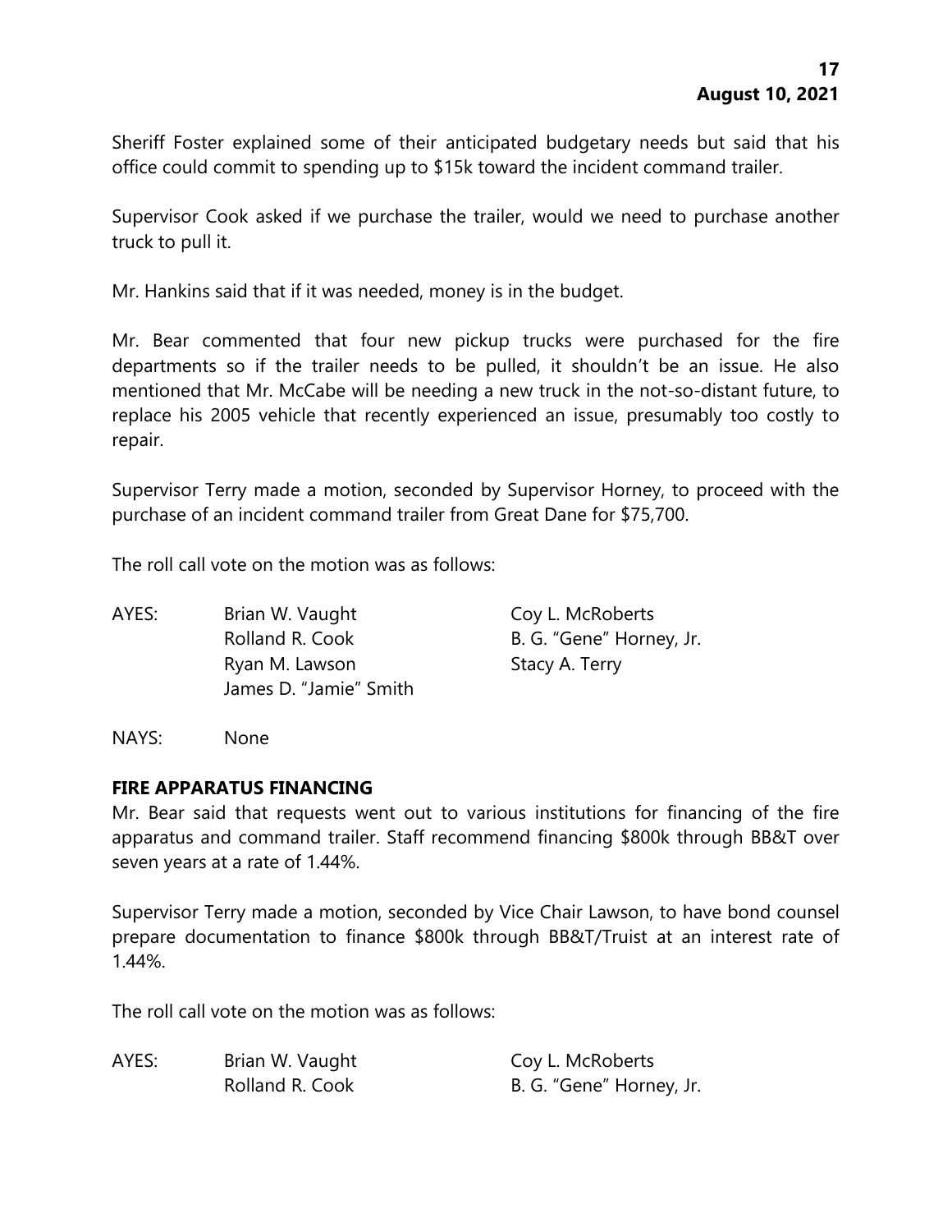Sheriff Foster explained some of their anticipated budgetary needs but said that his office could commit to spending up to $15k toward the incident command trailer.

Supervisor Cook asked if we purchase the trailer, would we need to purchase another truck to pull it.

Mr. Hankins said that if it was needed, money is in the budget.

Mr. Bear commented that four new pickup trucks were purchased for the fire departments so if the trailer needs to be pulled, it shouldn't be an issue. He also mentioned that Mr. McCabe will be needing a new truck in the not-so-distant future, to replace his 2005 vehicle that recently experienced an issue, presumably too costly to repair.

Supervisor Terry made a motion, seconded by Supervisor Horney, to proceed with the purchase of an incident command trailer from Great Dane for $75,700.

The roll call vote on the motion was as follows:

AYES: Brian W. Vaught, Coy L. McRoberts, Rolland R. Cook, B. G. "Gene" Horney, Jr., Ryan M. Lawson, Stacy A. Terry, James D. "Jamie" Smith

NAYS: None

**FIRE APPARATUS FINANCING**

Mr. Bear said that requests went out to various institutions for financing of the fire apparatus and command trailer. Staff recommend financing $800k through BB&T over seven years at a rate of 1.44%.

Supervisor Terry made a motion, seconded by Vice Chair Lawson, to have bond counsel prepare documentation to finance $800k through BB&T/Truist at an interest rate of 1.44%.

The roll call vote on the motion was as follows:

AYES: Brian W. Vaught, Coy L. McRoberts, Rolland R. Cook, B. G. "Gene" Horney, Jr.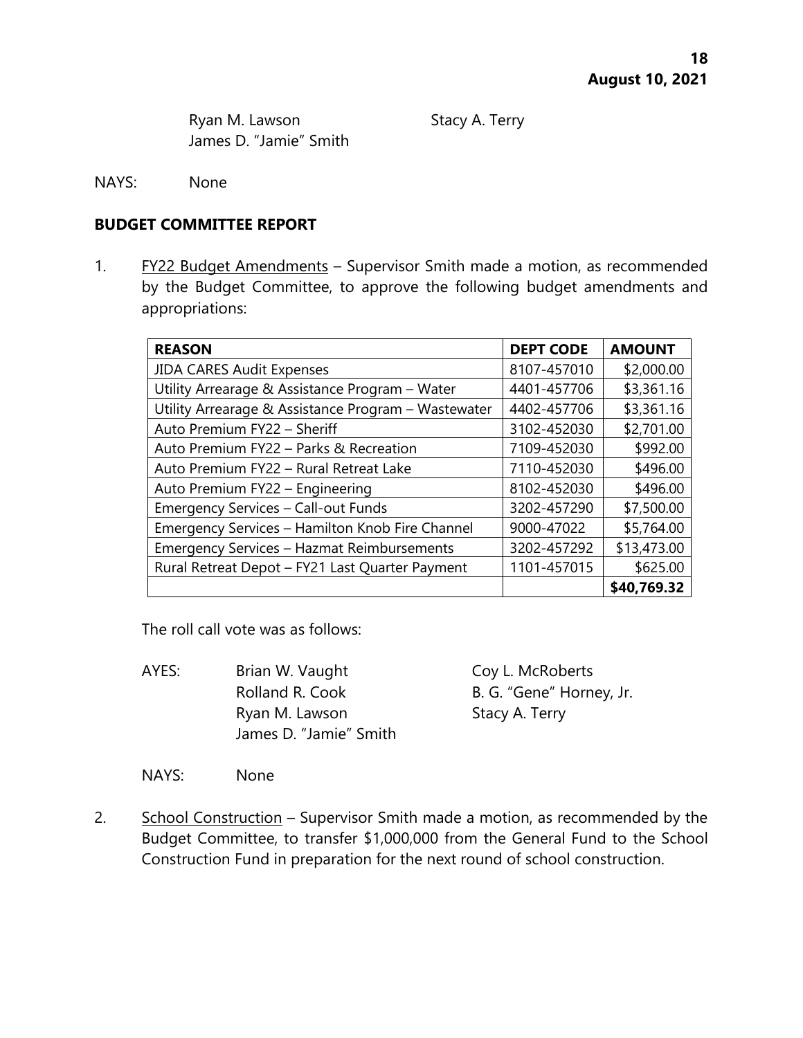Ryan M. Lawson Stacy A. Terry
James D. "Jamie" Smith

NAYS: None

**BUDGET COMMITTEE REPORT**

1. FY22 Budget Amendments – Supervisor Smith made a motion, as recommended by the Budget Committee, to approve the following budget amendments and appropriations:

| REASON | DEPT CODE | AMOUNT |
|---|---|---|
| JIDA CARES Audit Expenses | 8107-457010 | $2,000.00 |
| Utility Arrearage & Assistance Program – Water | 4401-457706 | $3,361.16 |
| Utility Arrearage & Assistance Program – Wastewater | 4402-457706 | $3,361.16 |
| Auto Premium FY22 – Sheriff | 3102-452030 | $2,701.00 |
| Auto Premium FY22 – Parks & Recreation | 7109-452030 | $992.00 |
| Auto Premium FY22 – Rural Retreat Lake | 7110-452030 | $496.00 |
| Auto Premium FY22 – Engineering | 8102-452030 | $496.00 |
| Emergency Services – Call-out Funds | 3202-457290 | $7,500.00 |
| Emergency Services – Hamilton Knob Fire Channel | 9000-47022 | $5,764.00 |
| Emergency Services – Hazmat Reimbursements | 3202-457292 | $13,473.00 |
| Rural Retreat Depot – FY21 Last Quarter Payment | 1101-457015 | $625.00 |
| | | **$40,769.32** |

The roll call vote was as follows:

AYES: Brian W. Vaught Coy L. McRoberts
Rolland R. Cook B. G. "Gene" Horney, Jr.
Ryan M. Lawson Stacy A. Terry
James D. "Jamie" Smith

NAYS: None

2. School Construction – Supervisor Smith made a motion, as recommended by the Budget Committee, to transfer $1,000,000 from the General Fund to the School Construction Fund in preparation for the next round of school construction.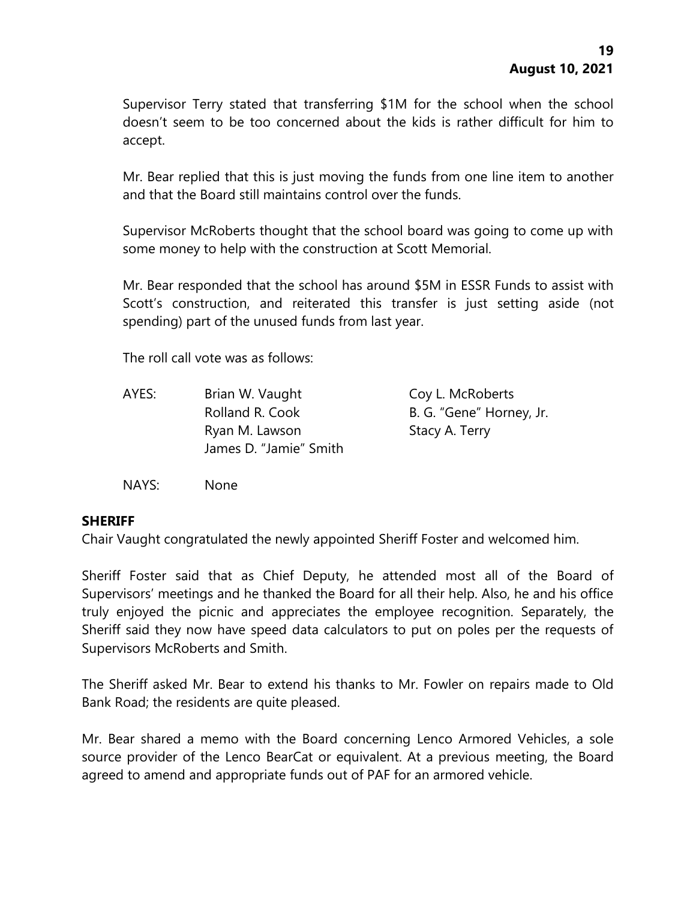Supervisor Terry stated that transferring \$1M for the school when the school doesn't seem to be too concerned about the kids is rather difficult for him to accept.

Mr. Bear replied that this is just moving the funds from one line item to another and that the Board still maintains control over the funds.

Supervisor McRoberts thought that the school board was going to come up with some money to help with the construction at Scott Memorial.

Mr. Bear responded that the school has around \$5M in ESSR Funds to assist with Scott's construction, and reiterated this transfer is just setting aside (not spending) part of the unused funds from last year.

The roll call vote was as follows:

| AYES: | Brian W. Vaught | Coy L. McRoberts |
|---|---|---|
| | Rolland R. Cook | B. G. "Gene" Horney, Jr. |
| | Ryan M. Lawson | Stacy A. Terry |
| | James D. "Jamie" Smith | |

NAYS: None

**SHERIFF**

Chair Vaught congratulated the newly appointed Sheriff Foster and welcomed him.

Sheriff Foster said that as Chief Deputy, he attended most all of the Board of Supervisors' meetings and he thanked the Board for all their help. Also, he and his office truly enjoyed the picnic and appreciates the employee recognition. Separately, the Sheriff said they now have speed data calculators to put on poles per the requests of Supervisors McRoberts and Smith.

The Sheriff asked Mr. Bear to extend his thanks to Mr. Fowler on repairs made to Old Bank Road; the residents are quite pleased.

Mr. Bear shared a memo with the Board concerning Lenco Armored Vehicles, a sole source provider of the Lenco BearCat or equivalent. At a previous meeting, the Board agreed to amend and appropriate funds out of PAF for an armored vehicle.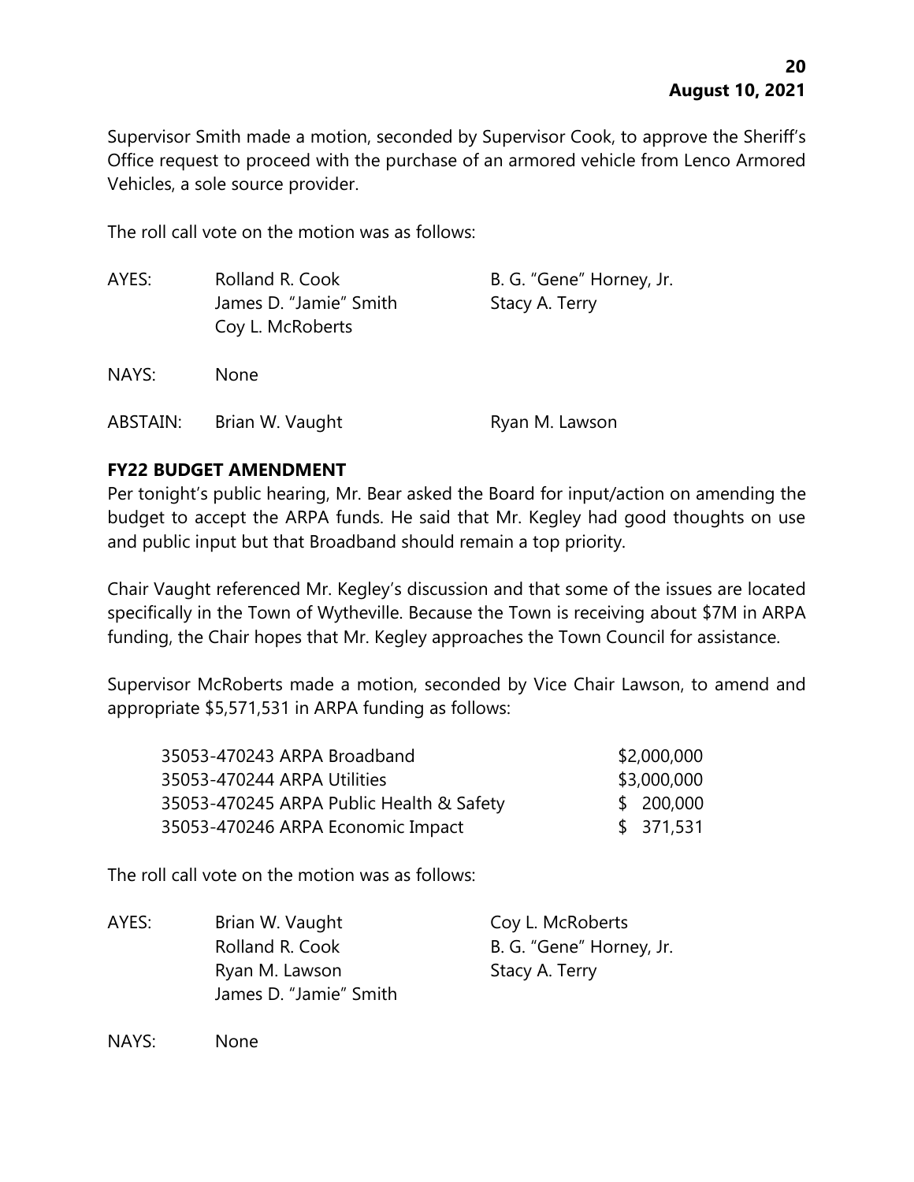Supervisor Smith made a motion, seconded by Supervisor Cook, to approve the Sheriff's Office request to proceed with the purchase of an armored vehicle from Lenco Armored Vehicles, a sole source provider.

The roll call vote on the motion was as follows:

| | | |
|---|---|---|
| AYES: | Rolland R. Cook | B. G. "Gene" Horney, Jr. |
| | James D. "Jamie" Smith | Stacy A. Terry |
| | Coy L. McRoberts | |
| NAYS: | None | |
| ABSTAIN: | Brian W. Vaught | Ryan M. Lawson |

**FY22 BUDGET AMENDMENT**

Per tonight's public hearing, Mr. Bear asked the Board for input/action on amending the budget to accept the ARPA funds. He said that Mr. Kegley had good thoughts on use and public input but that Broadband should remain a top priority.

Chair Vaught referenced Mr. Kegley's discussion and that some of the issues are located specifically in the Town of Wytheville. Because the Town is receiving about $7M in ARPA funding, the Chair hopes that Mr. Kegley approaches the Town Council for assistance.

Supervisor McRoberts made a motion, seconded by Vice Chair Lawson, to amend and appropriate $5,571,531 in ARPA funding as follows:

| | |
|---|---|
| 35053-470243 ARPA Broadband | $2,000,000 |
| 35053-470244 ARPA Utilities | $3,000,000 |
| 35053-470245 ARPA Public Health & Safety | $ 200,000 |
| 35053-470246 ARPA Economic Impact | $ 371,531 |

The roll call vote on the motion was as follows:

| | | |
|---|---|---|
| AYES: | Brian W. Vaught | Coy L. McRoberts |
| | Rolland R. Cook | B. G. "Gene" Horney, Jr. |
| | Ryan M. Lawson | Stacy A. Terry |
| | James D. "Jamie" Smith | |
| NAYS: | None | |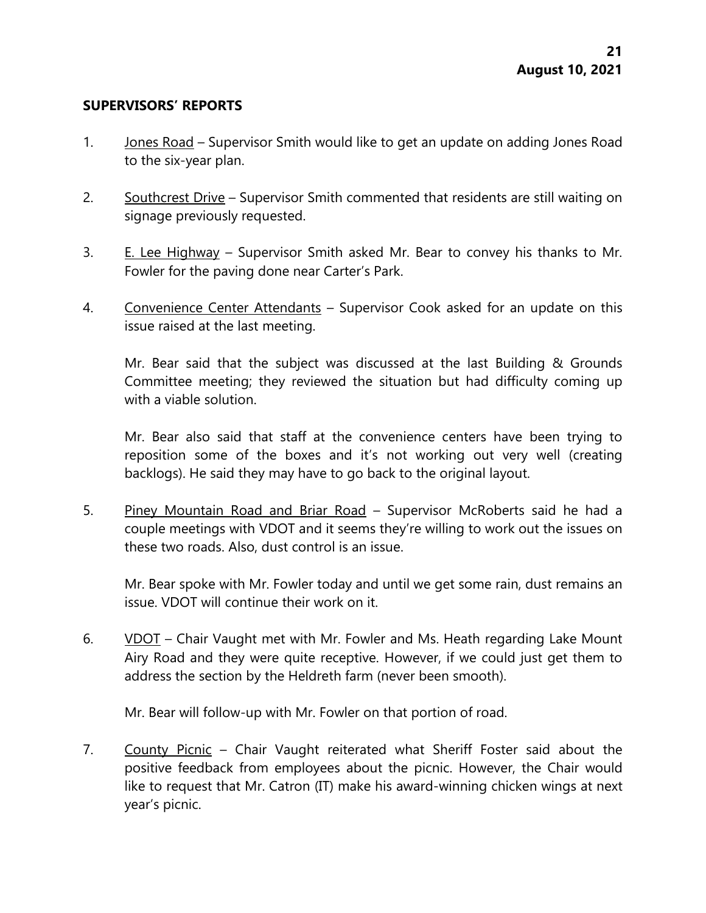## SUPERVISORS' REPORTS

1. Jones Road – Supervisor Smith would like to get an update on adding Jones Road to the six-year plan.

2. Southcrest Drive – Supervisor Smith commented that residents are still waiting on signage previously requested.

3. E. Lee Highway – Supervisor Smith asked Mr. Bear to convey his thanks to Mr. Fowler for the paving done near Carter's Park.

4. Convenience Center Attendants – Supervisor Cook asked for an update on this issue raised at the last meeting.

   Mr. Bear said that the subject was discussed at the last Building & Grounds Committee meeting; they reviewed the situation but had difficulty coming up with a viable solution.

   Mr. Bear also said that staff at the convenience centers have been trying to reposition some of the boxes and it's not working out very well (creating backlogs). He said they may have to go back to the original layout.

5. Piney Mountain Road and Briar Road – Supervisor McRoberts said he had a couple meetings with VDOT and it seems they're willing to work out the issues on these two roads. Also, dust control is an issue.

   Mr. Bear spoke with Mr. Fowler today and until we get some rain, dust remains an issue. VDOT will continue their work on it.

6. VDOT – Chair Vaught met with Mr. Fowler and Ms. Heath regarding Lake Mount Airy Road and they were quite receptive. However, if we could just get them to address the section by the Heldreth farm (never been smooth).

   Mr. Bear will follow-up with Mr. Fowler on that portion of road.

7. County Picnic – Chair Vaught reiterated what Sheriff Foster said about the positive feedback from employees about the picnic. However, the Chair would like to request that Mr. Catron (IT) make his award-winning chicken wings at next year's picnic.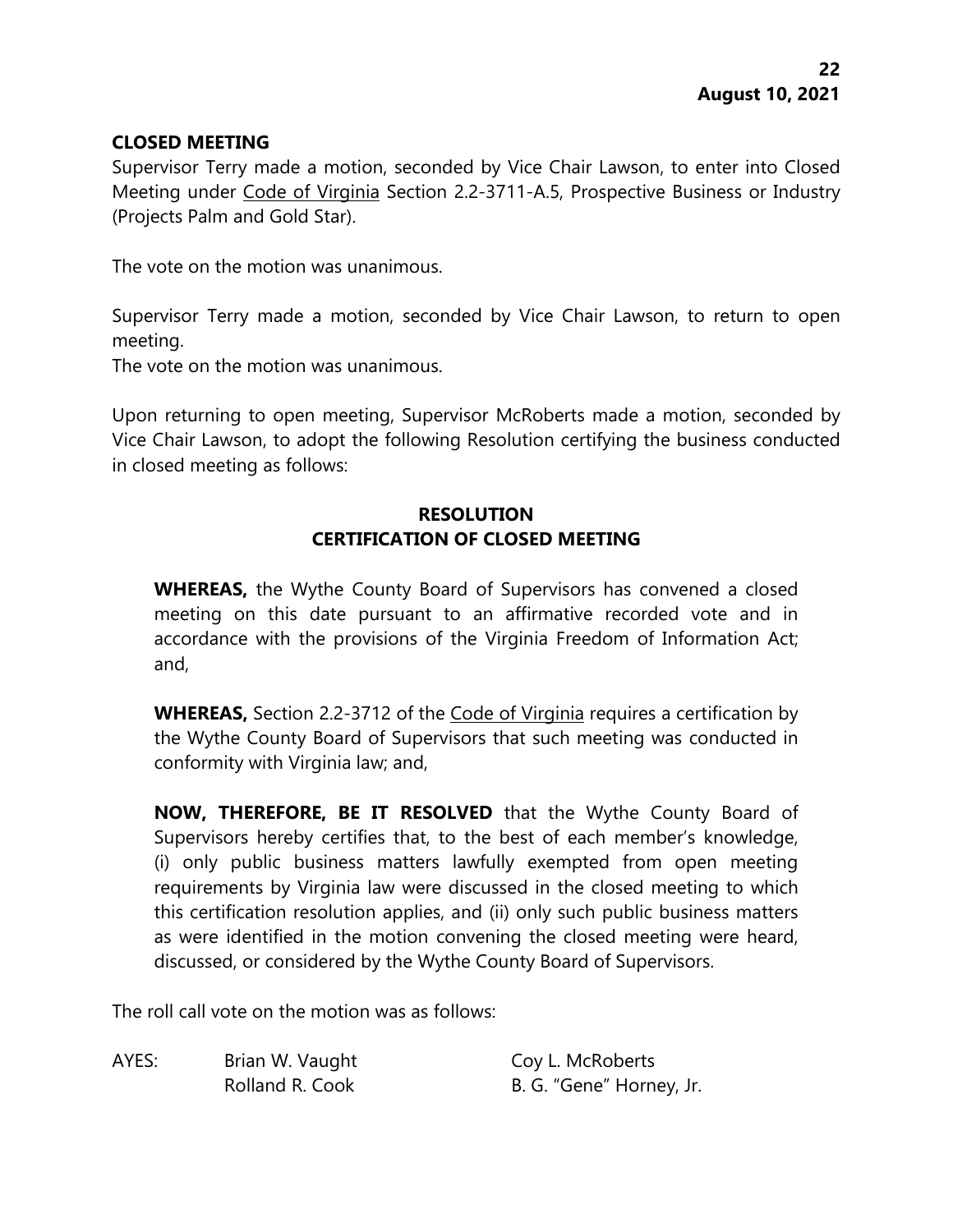**CLOSED MEETING**

Supervisor Terry made a motion, seconded by Vice Chair Lawson, to enter into Closed Meeting under Code of Virginia Section 2.2-3711-A.5, Prospective Business or Industry (Projects Palm and Gold Star).

The vote on the motion was unanimous.

Supervisor Terry made a motion, seconded by Vice Chair Lawson, to return to open meeting.
The vote on the motion was unanimous.

Upon returning to open meeting, Supervisor McRoberts made a motion, seconded by Vice Chair Lawson, to adopt the following Resolution certifying the business conducted in closed meeting as follows:

**RESOLUTION**
**CERTIFICATION OF CLOSED MEETING**

**WHEREAS,** the Wythe County Board of Supervisors has convened a closed meeting on this date pursuant to an affirmative recorded vote and in accordance with the provisions of the Virginia Freedom of Information Act; and,

**WHEREAS,** Section 2.2-3712 of the Code of Virginia requires a certification by the Wythe County Board of Supervisors that such meeting was conducted in conformity with Virginia law; and,

**NOW, THEREFORE, BE IT RESOLVED** that the Wythe County Board of Supervisors hereby certifies that, to the best of each member's knowledge, (i) only public business matters lawfully exempted from open meeting requirements by Virginia law were discussed in the closed meeting to which this certification resolution applies, and (ii) only such public business matters as were identified in the motion convening the closed meeting were heard, discussed, or considered by the Wythe County Board of Supervisors.

The roll call vote on the motion was as follows:

| AYES: | Brian W. Vaught | Coy L. McRoberts |
|---|---|---|
| | Rolland R. Cook | B. G. "Gene" Horney, Jr. |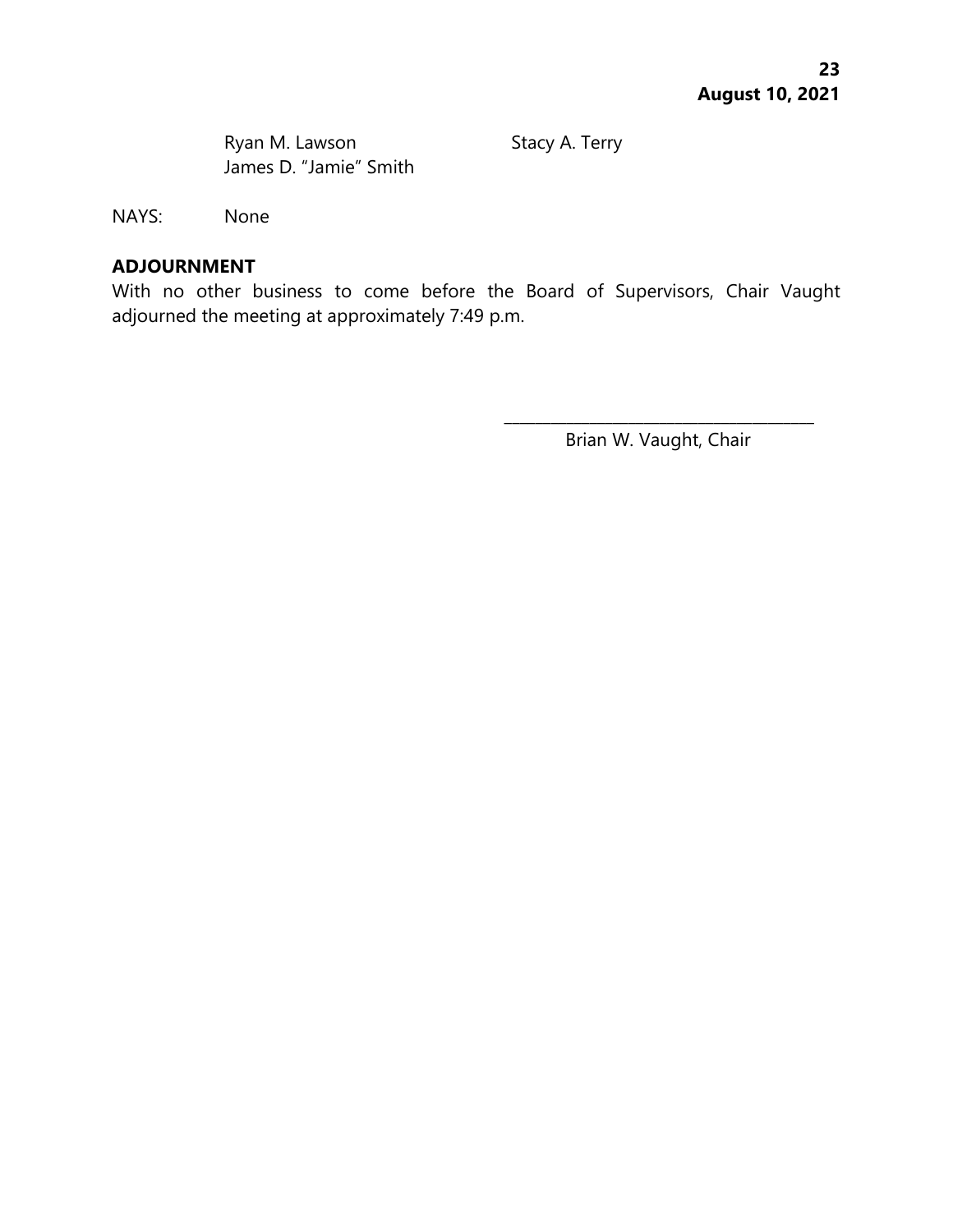Ryan M. Lawson    Stacy A. Terry
James D. "Jamie" Smith

NAYS: None

**ADJOURNMENT**

With no other business to come before the Board of Supervisors, Chair Vaught adjourned the meeting at approximately 7:49 p.m.

\_\_\_\_\_\_\_\_\_\_\_\_\_\_\_\_\_\_\_\_\_\_\_\_\_\_\_\_\_\_\_\_\_\_\_\_

Brian W. Vaught, Chair